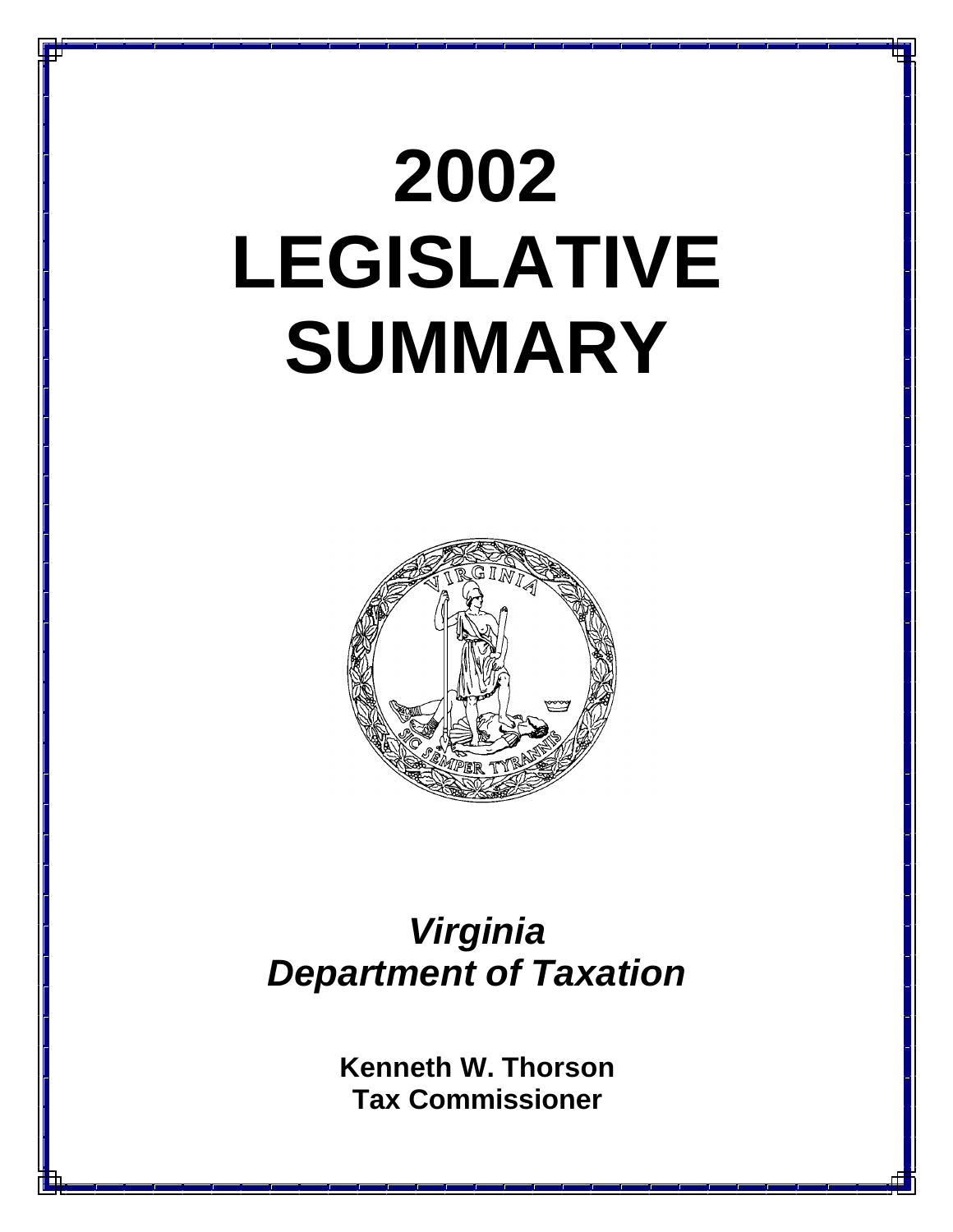# 2002 LEGISLATIVE SUMMARY

***Virginia Department of Taxation***

**Kenneth W. Thorson**
**Tax Commissioner**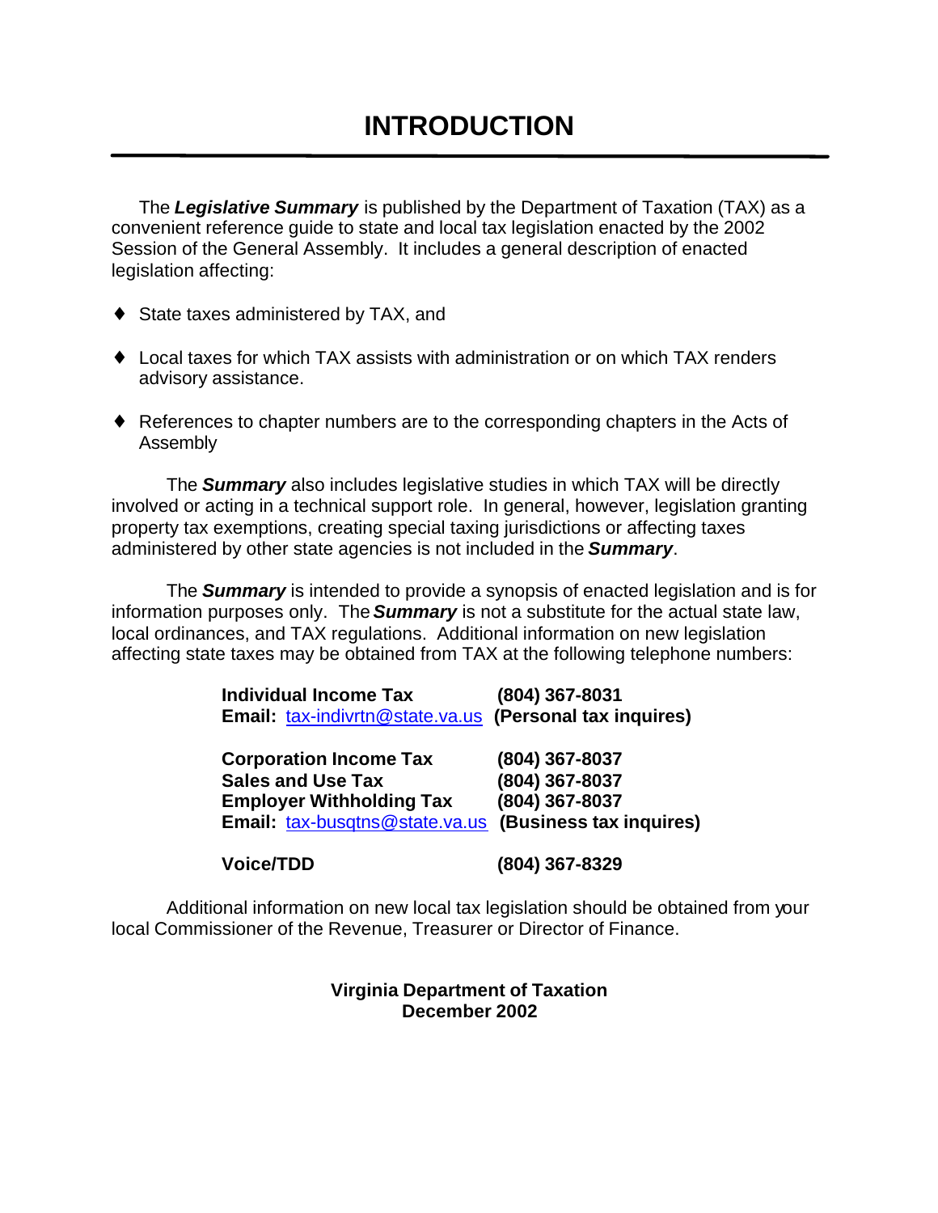# INTRODUCTION

The ***Legislative Summary*** is published by the Department of Taxation (TAX) as a convenient reference guide to state and local tax legislation enacted by the 2002 Session of the General Assembly. It includes a general description of enacted legislation affecting:

- State taxes administered by TAX, and
- Local taxes for which TAX assists with administration or on which TAX renders advisory assistance.
- References to chapter numbers are to the corresponding chapters in the Acts of Assembly

The ***Summary*** also includes legislative studies in which TAX will be directly involved or acting in a technical support role. In general, however, legislation granting property tax exemptions, creating special taxing jurisdictions or affecting taxes administered by other state agencies is not included in the ***Summary***.

The ***Summary*** is intended to provide a synopsis of enacted legislation and is for information purposes only. The ***Summary*** is not a substitute for the actual state law, local ordinances, and TAX regulations. Additional information on new legislation affecting state taxes may be obtained from TAX at the following telephone numbers:

**Individual Income Tax** **(804) 367-8031**
**Email:** tax-indivrtn@state.va.us **(Personal tax inquires)**

**Corporation Income Tax** **(804) 367-8037**
**Sales and Use Tax** **(804) 367-8037**
**Employer Withholding Tax** **(804) 367-8037**
**Email:** tax-busqtns@state.va.us **(Business tax inquires)**

**Voice/TDD** **(804) 367-8329**

Additional information on new local tax legislation should be obtained from your local Commissioner of the Revenue, Treasurer or Director of Finance.

**Virginia Department of Taxation**
**December 2002**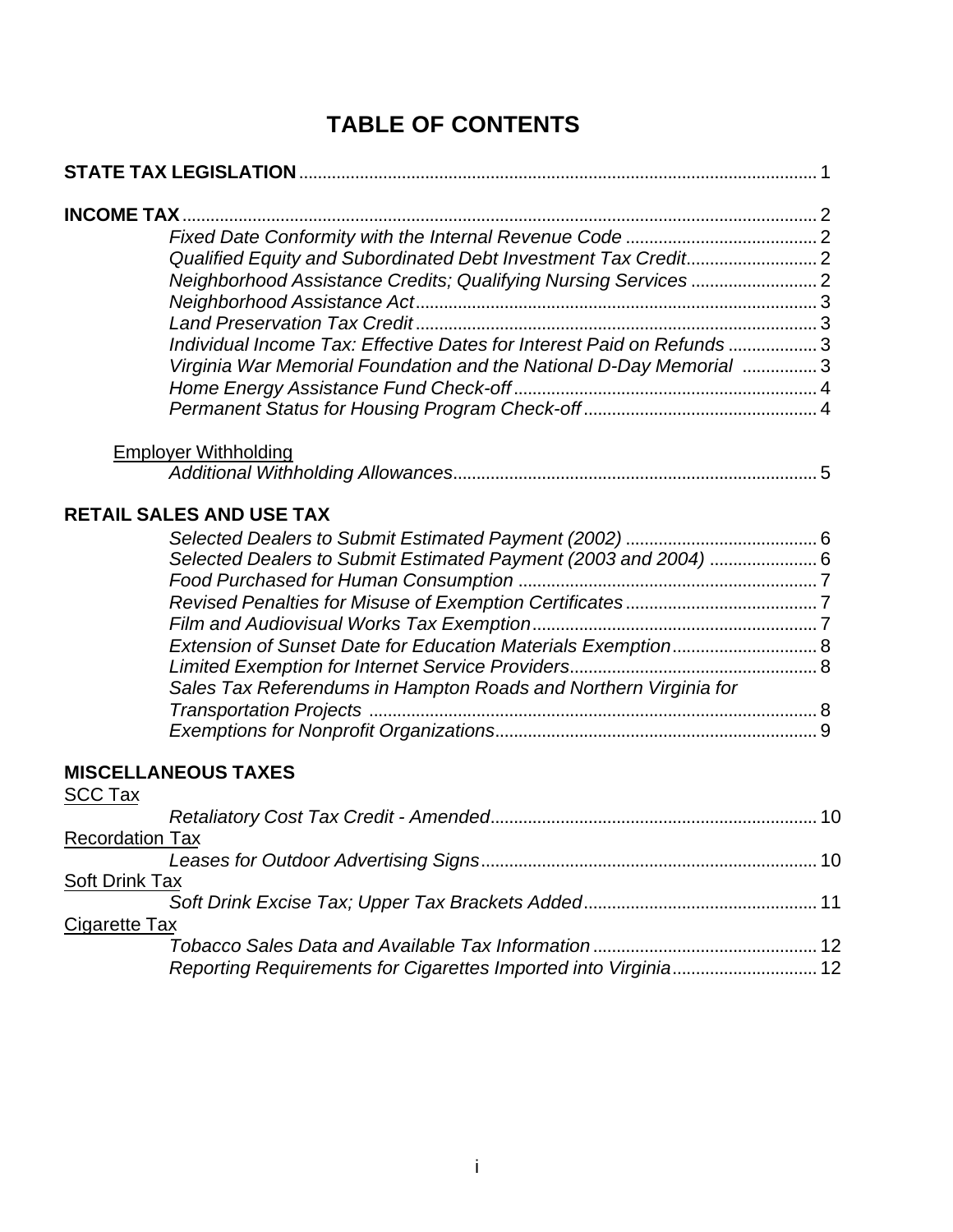# TABLE OF CONTENTS

**STATE TAX LEGISLATION** .......... 1

**INCOME TAX** .......... 2

*Fixed Date Conformity with the Internal Revenue Code* .......... 2
*Qualified Equity and Subordinated Debt Investment Tax Credit* .......... 2
*Neighborhood Assistance Credits; Qualifying Nursing Services* .......... 2
*Neighborhood Assistance Act* .......... 3
*Land Preservation Tax Credit* .......... 3
*Individual Income Tax: Effective Dates for Interest Paid on Refunds* .......... 3
*Virginia War Memorial Foundation and the National D-Day Memorial* .......... 3
*Home Energy Assistance Fund Check-off* .......... 4
*Permanent Status for Housing Program Check-off* .......... 4

Employer Withholding
*Additional Withholding Allowances* .......... 5

**RETAIL SALES AND USE TAX**

*Selected Dealers to Submit Estimated Payment (2002)* .......... 6
*Selected Dealers to Submit Estimated Payment (2003 and 2004)* .......... 6
*Food Purchased for Human Consumption* .......... 7
*Revised Penalties for Misuse of Exemption Certificates* .......... 7
*Film and Audiovisual Works Tax Exemption* .......... 7
*Extension of Sunset Date for Education Materials Exemption* .......... 8
*Limited Exemption for Internet Service Providers* .......... 8
*Sales Tax Referendums in Hampton Roads and Northern Virginia for Transportation Projects* .......... 8
*Exemptions for Nonprofit Organizations* .......... 9

**MISCELLANEOUS TAXES**

SCC Tax
*Retaliatory Cost Tax Credit - Amended* .......... 10

Recordation Tax
*Leases for Outdoor Advertising Signs* .......... 10

Soft Drink Tax
*Soft Drink Excise Tax; Upper Tax Brackets Added* .......... 11

Cigarette Tax
*Tobacco Sales Data and Available Tax Information* .......... 12
*Reporting Requirements for Cigarettes Imported into Virginia* .......... 12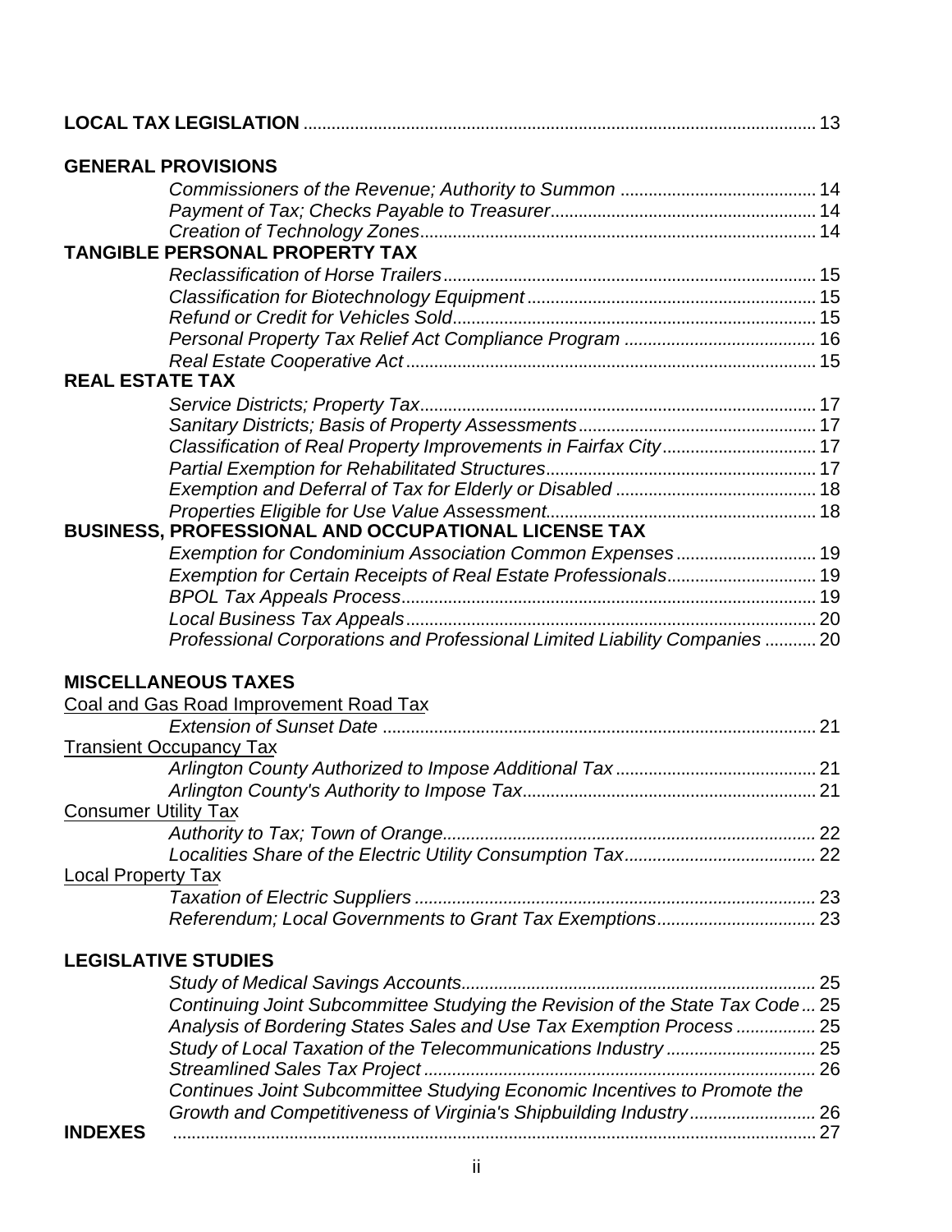**LOCAL TAX LEGISLATION** ............................................................................................................ 13

**GENERAL PROVISIONS**

*Commissioners of the Revenue; Authority to Summon* .......................................... 14
*Payment of Tax; Checks Payable to Treasurer*......................................................... 14
*Creation of Technology Zones*..................................................................................... 14

**TANGIBLE PERSONAL PROPERTY TAX**

*Reclassification of Horse Trailers*................................................................................ 15
*Classification for Biotechnology Equipment*.............................................................. 15
*Refund or Credit for Vehicles Sold*.............................................................................. 15
*Personal Property Tax Relief Act Compliance Program* ......................................... 16
*Real Estate Cooperative Act*........................................................................................ 15

**REAL ESTATE TAX**

*Service Districts; Property Tax*..................................................................................... 17
*Sanitary Districts; Basis of Property Assessments*.................................................. 17
*Classification of Real Property Improvements in Fairfax City*................................. 17
*Partial Exemption for Rehabilitated Structures*.......................................................... 17
*Exemption and Deferral of Tax for Elderly or Disabled* ........................................... 18
*Properties Eligible for Use Value Assessment*.......................................................... 18

**BUSINESS, PROFESSIONAL AND OCCUPATIONAL LICENSE TAX**

*Exemption for Condominium Association Common Expenses* .............................. 19
*Exemption for Certain Receipts of Real Estate Professionals*................................ 19
*BPOL Tax Appeals Process*......................................................................................... 19
*Local Business Tax Appeals*........................................................................................ 20
*Professional Corporations and Professional Limited Liability Companies* ........... 20

**MISCELLANEOUS TAXES**

Coal and Gas Road Improvement Road Tax

*Extension of Sunset Date* ............................................................................................. 21

Transient Occupancy Tax

*Arlington County Authorized to Impose Additional Tax* ........................................... 21
*Arlington County's Authority to Impose Tax*.............................................................. 21

Consumer Utility Tax

*Authority to Tax; Town of Orange*............................................................................... 22
*Localities Share of the Electric Utility Consumption Tax*......................................... 22

Local Property Tax

*Taxation of Electric Suppliers* ...................................................................................... 23
*Referendum; Local Governments to Grant Tax Exemptions*.................................. 23

**LEGISLATIVE STUDIES**

*Study of Medical Savings Accounts*............................................................................ 25
*Continuing Joint Subcommittee Studying the Revision of the State Tax Code*... 25
*Analysis of Bordering States Sales and Use Tax Exemption Process* ................. 25
*Study of Local Taxation of the Telecommunications Industry* ................................ 25
*Streamlined Sales Tax Project* ................................................................................... 26
*Continues Joint Subcommittee Studying Economic Incentives to Promote the Growth and Competitiveness of Virginia's Shipbuilding Industry*........................... 26

**INDEXES** ......................................................................................................................... 27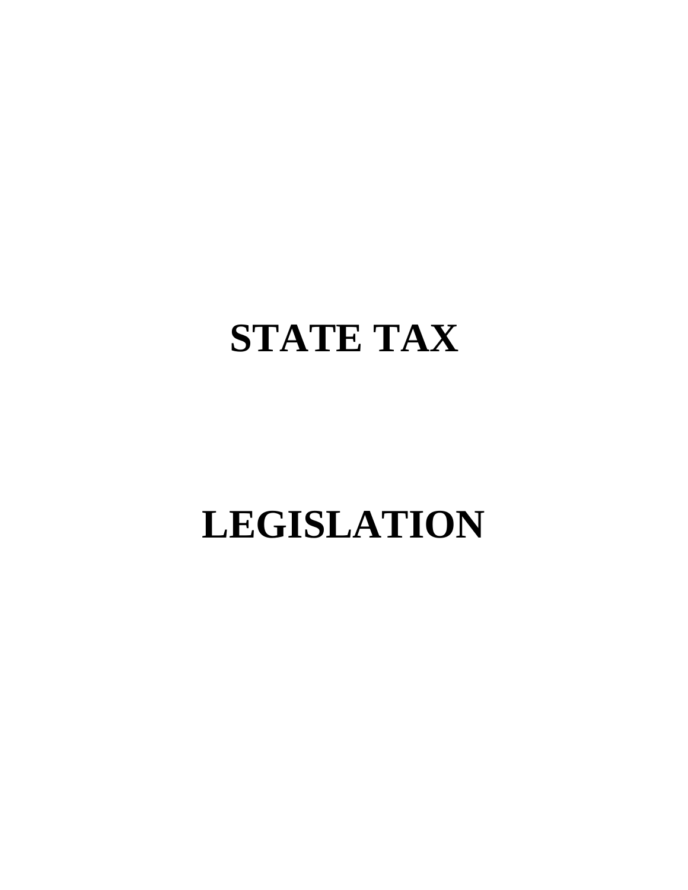# STATE TAX

# LEGISLATION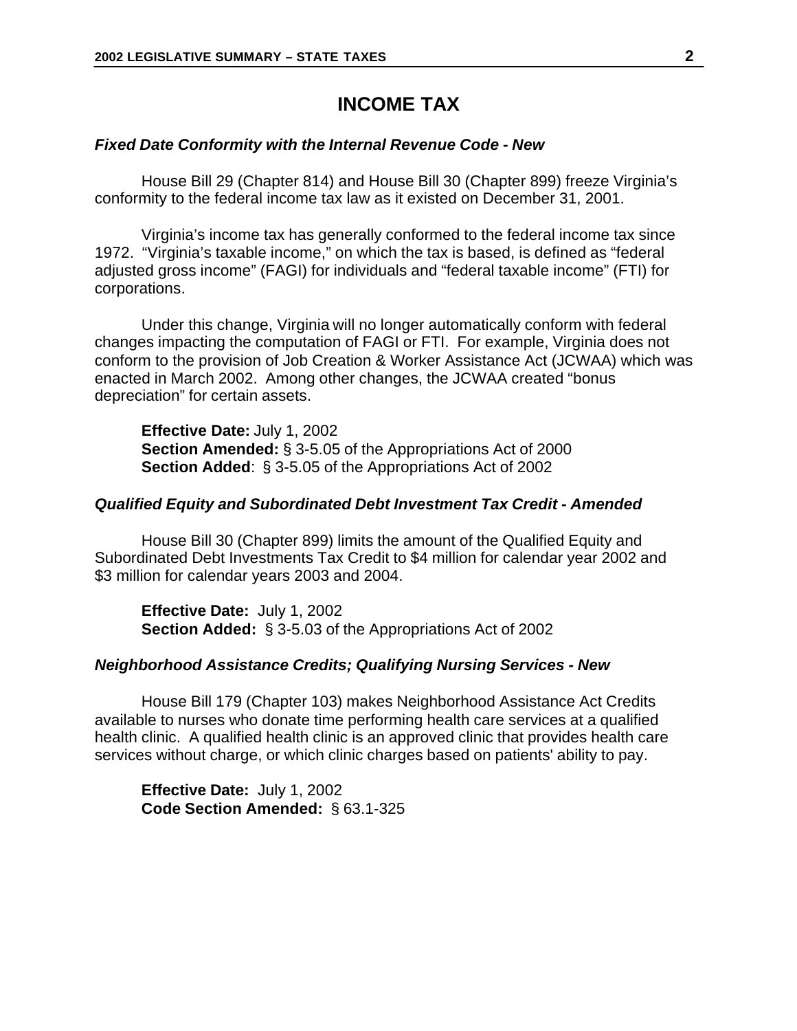# INCOME TAX

### *Fixed Date Conformity with the Internal Revenue Code - New*

House Bill 29 (Chapter 814) and House Bill 30 (Chapter 899) freeze Virginia's conformity to the federal income tax law as it existed on December 31, 2001.

Virginia's income tax has generally conformed to the federal income tax since 1972. "Virginia's taxable income," on which the tax is based, is defined as "federal adjusted gross income" (FAGI) for individuals and "federal taxable income" (FTI) for corporations.

Under this change, Virginia will no longer automatically conform with federal changes impacting the computation of FAGI or FTI. For example, Virginia does not conform to the provision of Job Creation & Worker Assistance Act (JCWAA) which was enacted in March 2002. Among other changes, the JCWAA created "bonus depreciation" for certain assets.

**Effective Date:** July 1, 2002
**Section Amended:** § 3-5.05 of the Appropriations Act of 2000
**Section Added**: § 3-5.05 of the Appropriations Act of 2002

### *Qualified Equity and Subordinated Debt Investment Tax Credit - Amended*

House Bill 30 (Chapter 899) limits the amount of the Qualified Equity and Subordinated Debt Investments Tax Credit to $4 million for calendar year 2002 and $3 million for calendar years 2003 and 2004.

**Effective Date:** July 1, 2002
**Section Added:** § 3-5.03 of the Appropriations Act of 2002

### *Neighborhood Assistance Credits; Qualifying Nursing Services - New*

House Bill 179 (Chapter 103) makes Neighborhood Assistance Act Credits available to nurses who donate time performing health care services at a qualified health clinic. A qualified health clinic is an approved clinic that provides health care services without charge, or which clinic charges based on patients' ability to pay.

**Effective Date:** July 1, 2002
**Code Section Amended:** § 63.1-325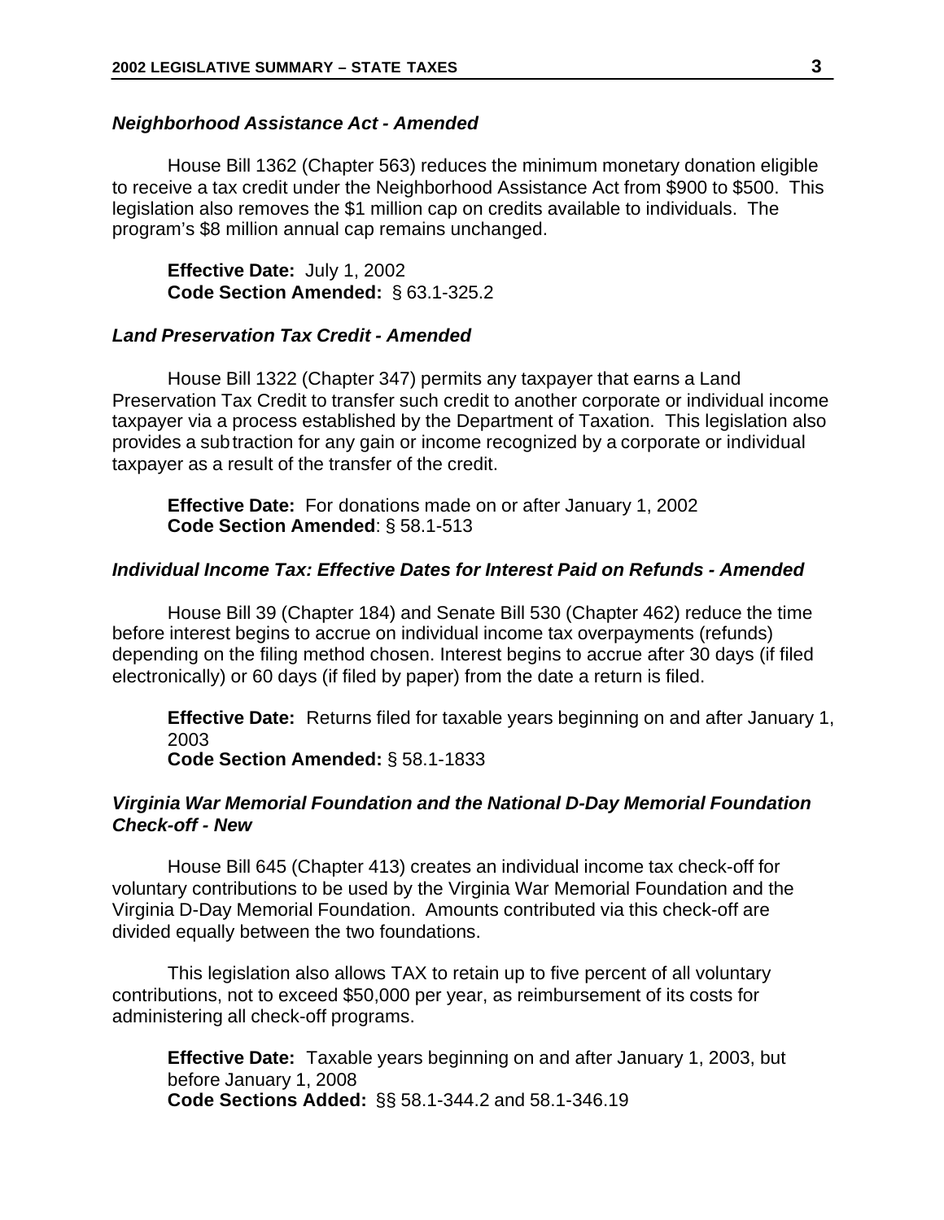### *Neighborhood Assistance Act - Amended*

House Bill 1362 (Chapter 563) reduces the minimum monetary donation eligible to receive a tax credit under the Neighborhood Assistance Act from $900 to $500. This legislation also removes the $1 million cap on credits available to individuals. The program's $8 million annual cap remains unchanged.

**Effective Date:** July 1, 2002
**Code Section Amended:** § 63.1-325.2

### *Land Preservation Tax Credit - Amended*

House Bill 1322 (Chapter 347) permits any taxpayer that earns a Land Preservation Tax Credit to transfer such credit to another corporate or individual income taxpayer via a process established by the Department of Taxation. This legislation also provides a subtraction for any gain or income recognized by a corporate or individual taxpayer as a result of the transfer of the credit.

**Effective Date:** For donations made on or after January 1, 2002
**Code Section Amended**: § 58.1-513

### *Individual Income Tax: Effective Dates for Interest Paid on Refunds - Amended*

House Bill 39 (Chapter 184) and Senate Bill 530 (Chapter 462) reduce the time before interest begins to accrue on individual income tax overpayments (refunds) depending on the filing method chosen. Interest begins to accrue after 30 days (if filed electronically) or 60 days (if filed by paper) from the date a return is filed.

**Effective Date:** Returns filed for taxable years beginning on and after January 1, 2003
**Code Section Amended:** § 58.1-1833

### *Virginia War Memorial Foundation and the National D-Day Memorial Foundation Check-off - New*

House Bill 645 (Chapter 413) creates an individual income tax check-off for voluntary contributions to be used by the Virginia War Memorial Foundation and the Virginia D-Day Memorial Foundation. Amounts contributed via this check-off are divided equally between the two foundations.

This legislation also allows TAX to retain up to five percent of all voluntary contributions, not to exceed $50,000 per year, as reimbursement of its costs for administering all check-off programs.

**Effective Date:** Taxable years beginning on and after January 1, 2003, but before January 1, 2008
**Code Sections Added:** §§ 58.1-344.2 and 58.1-346.19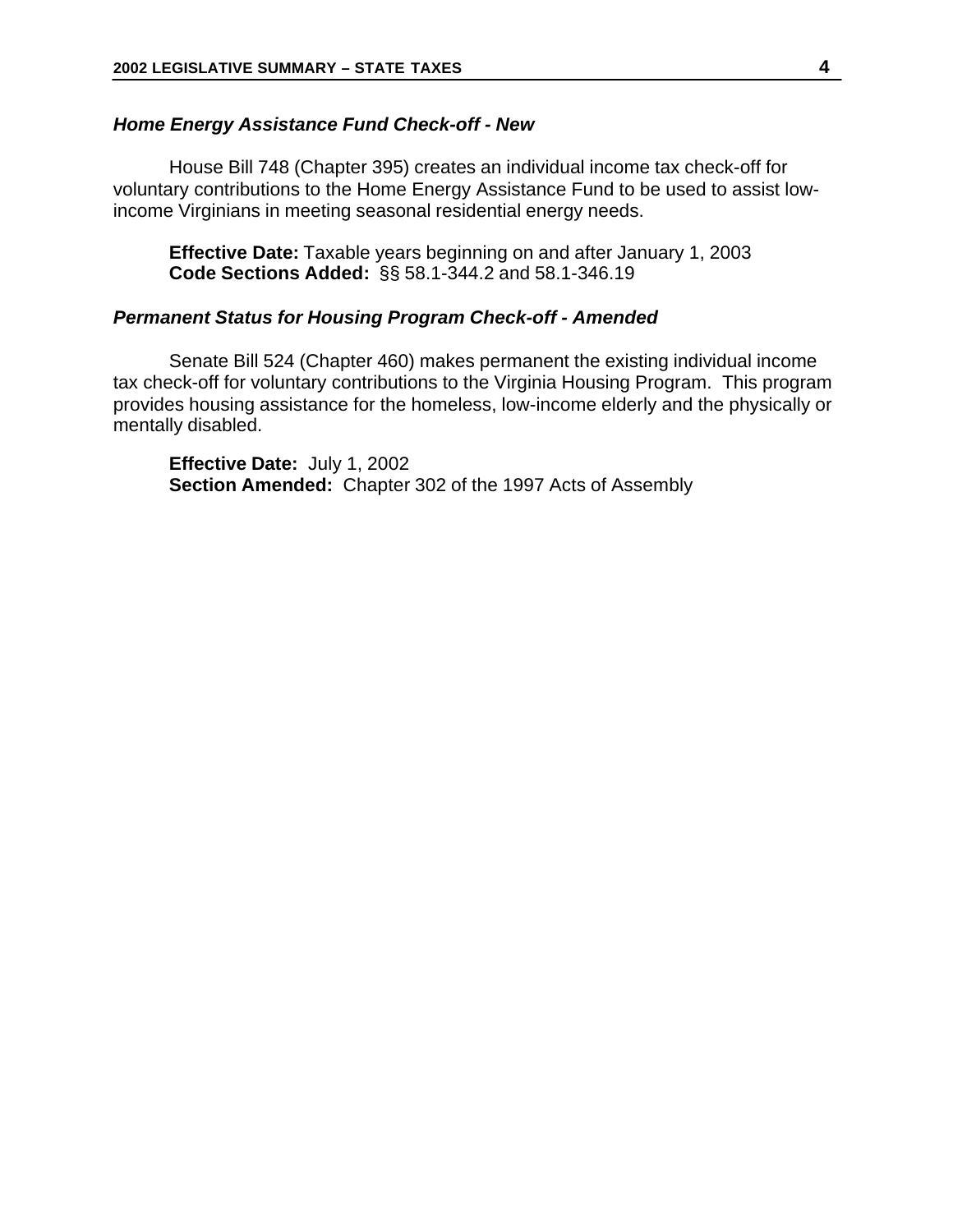### *Home Energy Assistance Fund Check-off - New*

House Bill 748 (Chapter 395) creates an individual income tax check-off for voluntary contributions to the Home Energy Assistance Fund to be used to assist low-income Virginians in meeting seasonal residential energy needs.

**Effective Date:** Taxable years beginning on and after January 1, 2003
**Code Sections Added:** §§ 58.1-344.2 and 58.1-346.19

### *Permanent Status for Housing Program Check-off - Amended*

Senate Bill 524 (Chapter 460) makes permanent the existing individual income tax check-off for voluntary contributions to the Virginia Housing Program. This program provides housing assistance for the homeless, low-income elderly and the physically or mentally disabled.

**Effective Date:** July 1, 2002
**Section Amended:** Chapter 302 of the 1997 Acts of Assembly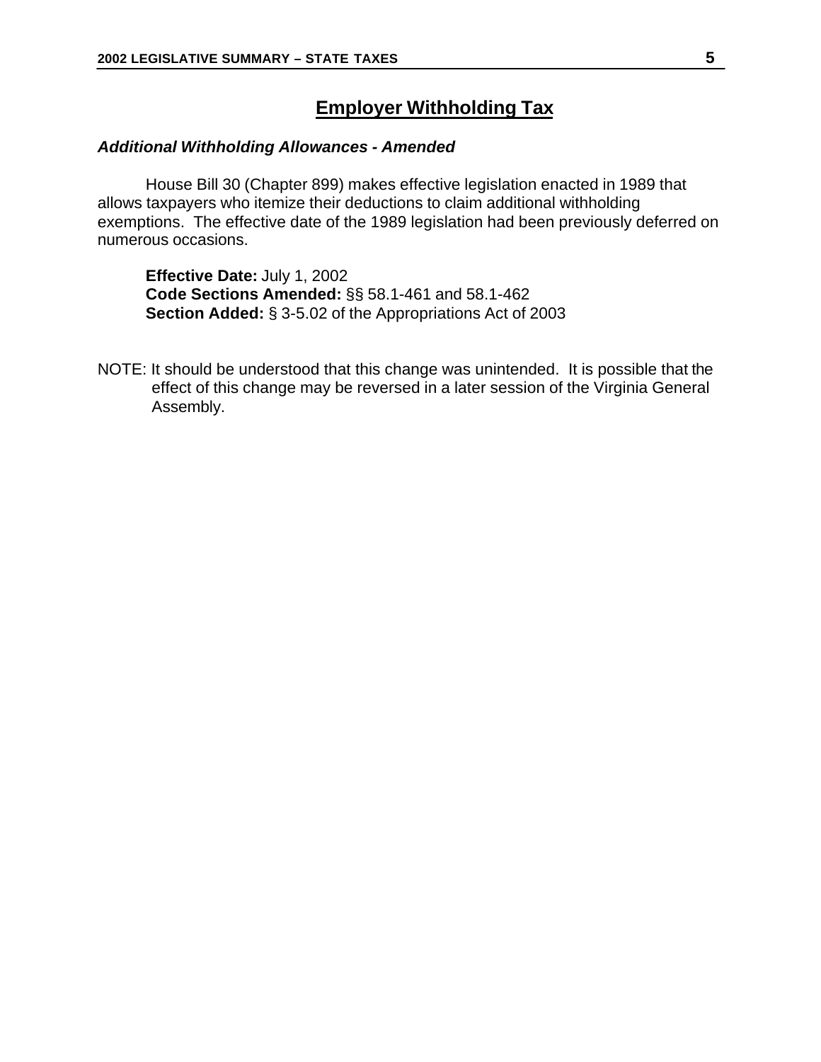## Employer Withholding Tax

### *Additional Withholding Allowances - Amended*

House Bill 30 (Chapter 899) makes effective legislation enacted in 1989 that allows taxpayers who itemize their deductions to claim additional withholding exemptions. The effective date of the 1989 legislation had been previously deferred on numerous occasions.

**Effective Date:** July 1, 2002
**Code Sections Amended:** §§ 58.1-461 and 58.1-462
**Section Added:** § 3-5.02 of the Appropriations Act of 2003

NOTE: It should be understood that this change was unintended. It is possible that the effect of this change may be reversed in a later session of the Virginia General Assembly.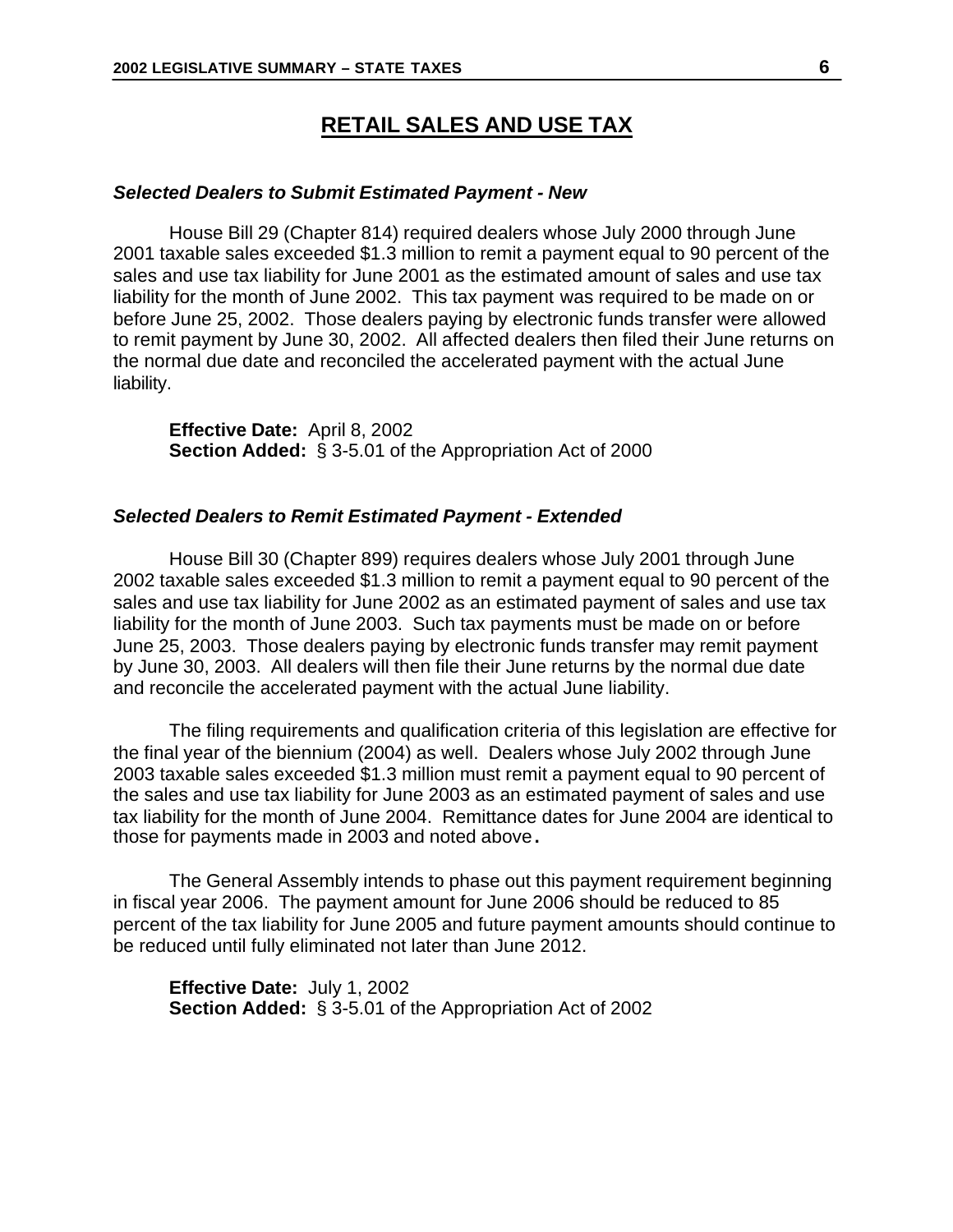# RETAIL SALES AND USE TAX

### *Selected Dealers to Submit Estimated Payment - New*

House Bill 29 (Chapter 814) required dealers whose July 2000 through June 2001 taxable sales exceeded $1.3 million to remit a payment equal to 90 percent of the sales and use tax liability for June 2001 as the estimated amount of sales and use tax liability for the month of June 2002. This tax payment was required to be made on or before June 25, 2002. Those dealers paying by electronic funds transfer were allowed to remit payment by June 30, 2002. All affected dealers then filed their June returns on the normal due date and reconciled the accelerated payment with the actual June liability.

**Effective Date:** April 8, 2002
**Section Added:** § 3-5.01 of the Appropriation Act of 2000

### *Selected Dealers to Remit Estimated Payment - Extended*

House Bill 30 (Chapter 899) requires dealers whose July 2001 through June 2002 taxable sales exceeded $1.3 million to remit a payment equal to 90 percent of the sales and use tax liability for June 2002 as an estimated payment of sales and use tax liability for the month of June 2003. Such tax payments must be made on or before June 25, 2003. Those dealers paying by electronic funds transfer may remit payment by June 30, 2003. All dealers will then file their June returns by the normal due date and reconcile the accelerated payment with the actual June liability.

The filing requirements and qualification criteria of this legislation are effective for the final year of the biennium (2004) as well. Dealers whose July 2002 through June 2003 taxable sales exceeded $1.3 million must remit a payment equal to 90 percent of the sales and use tax liability for June 2003 as an estimated payment of sales and use tax liability for the month of June 2004. Remittance dates for June 2004 are identical to those for payments made in 2003 and noted above.

The General Assembly intends to phase out this payment requirement beginning in fiscal year 2006. The payment amount for June 2006 should be reduced to 85 percent of the tax liability for June 2005 and future payment amounts should continue to be reduced until fully eliminated not later than June 2012.

**Effective Date:** July 1, 2002
**Section Added:** § 3-5.01 of the Appropriation Act of 2002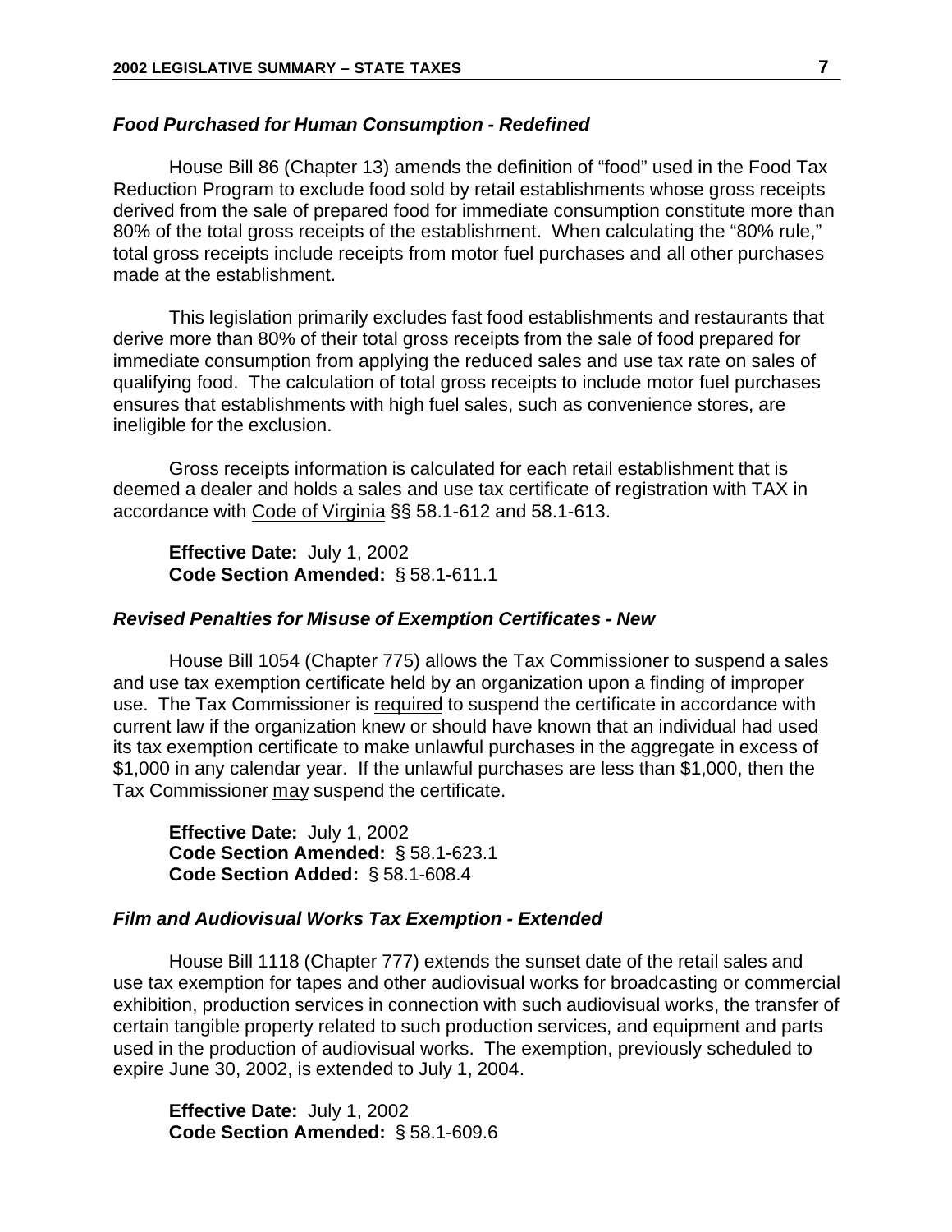### *Food Purchased for Human Consumption - Redefined*

House Bill 86 (Chapter 13) amends the definition of "food" used in the Food Tax Reduction Program to exclude food sold by retail establishments whose gross receipts derived from the sale of prepared food for immediate consumption constitute more than 80% of the total gross receipts of the establishment. When calculating the "80% rule," total gross receipts include receipts from motor fuel purchases and all other purchases made at the establishment.

This legislation primarily excludes fast food establishments and restaurants that derive more than 80% of their total gross receipts from the sale of food prepared for immediate consumption from applying the reduced sales and use tax rate on sales of qualifying food. The calculation of total gross receipts to include motor fuel purchases ensures that establishments with high fuel sales, such as convenience stores, are ineligible for the exclusion.

Gross receipts information is calculated for each retail establishment that is deemed a dealer and holds a sales and use tax certificate of registration with TAX in accordance with Code of Virginia §§ 58.1-612 and 58.1-613.

**Effective Date:** July 1, 2002
**Code Section Amended:** § 58.1-611.1

### *Revised Penalties for Misuse of Exemption Certificates - New*

House Bill 1054 (Chapter 775) allows the Tax Commissioner to suspend a sales and use tax exemption certificate held by an organization upon a finding of improper use. The Tax Commissioner is required to suspend the certificate in accordance with current law if the organization knew or should have known that an individual had used its tax exemption certificate to make unlawful purchases in the aggregate in excess of $1,000 in any calendar year. If the unlawful purchases are less than $1,000, then the Tax Commissioner may suspend the certificate.

**Effective Date:** July 1, 2002
**Code Section Amended:** § 58.1-623.1
**Code Section Added:** § 58.1-608.4

### *Film and Audiovisual Works Tax Exemption - Extended*

House Bill 1118 (Chapter 777) extends the sunset date of the retail sales and use tax exemption for tapes and other audiovisual works for broadcasting or commercial exhibition, production services in connection with such audiovisual works, the transfer of certain tangible property related to such production services, and equipment and parts used in the production of audiovisual works. The exemption, previously scheduled to expire June 30, 2002, is extended to July 1, 2004.

**Effective Date:** July 1, 2002
**Code Section Amended:** § 58.1-609.6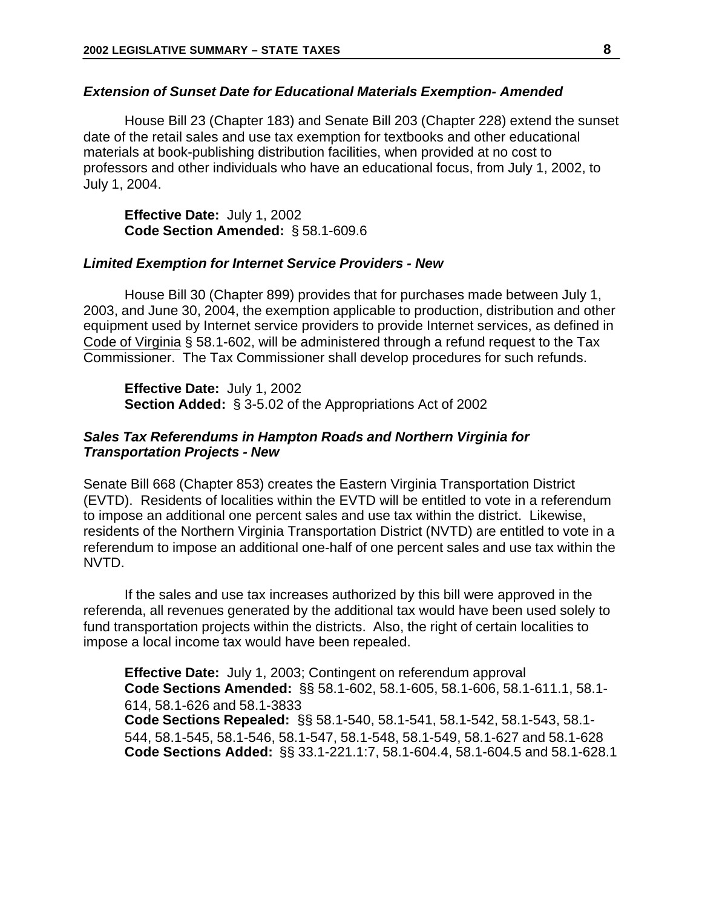### *Extension of Sunset Date for Educational Materials Exemption- Amended*

House Bill 23 (Chapter 183) and Senate Bill 203 (Chapter 228) extend the sunset date of the retail sales and use tax exemption for textbooks and other educational materials at book-publishing distribution facilities, when provided at no cost to professors and other individuals who have an educational focus, from July 1, 2002, to July 1, 2004.

**Effective Date:** July 1, 2002
**Code Section Amended:** § 58.1-609.6

### *Limited Exemption for Internet Service Providers - New*

House Bill 30 (Chapter 899) provides that for purchases made between July 1, 2003, and June 30, 2004, the exemption applicable to production, distribution and other equipment used by Internet service providers to provide Internet services, as defined in Code of Virginia § 58.1-602, will be administered through a refund request to the Tax Commissioner. The Tax Commissioner shall develop procedures for such refunds.

**Effective Date:** July 1, 2002
**Section Added:** § 3-5.02 of the Appropriations Act of 2002

### *Sales Tax Referendums in Hampton Roads and Northern Virginia for Transportation Projects - New*

Senate Bill 668 (Chapter 853) creates the Eastern Virginia Transportation District (EVTD). Residents of localities within the EVTD will be entitled to vote in a referendum to impose an additional one percent sales and use tax within the district. Likewise, residents of the Northern Virginia Transportation District (NVTD) are entitled to vote in a referendum to impose an additional one-half of one percent sales and use tax within the NVTD.

If the sales and use tax increases authorized by this bill were approved in the referenda, all revenues generated by the additional tax would have been used solely to fund transportation projects within the districts. Also, the right of certain localities to impose a local income tax would have been repealed.

**Effective Date:** July 1, 2003; Contingent on referendum approval
**Code Sections Amended:** §§ 58.1-602, 58.1-605, 58.1-606, 58.1-611.1, 58.1-614, 58.1-626 and 58.1-3833
**Code Sections Repealed:** §§ 58.1-540, 58.1-541, 58.1-542, 58.1-543, 58.1-544, 58.1-545, 58.1-546, 58.1-547, 58.1-548, 58.1-549, 58.1-627 and 58.1-628
**Code Sections Added:** §§ 33.1-221.1:7, 58.1-604.4, 58.1-604.5 and 58.1-628.1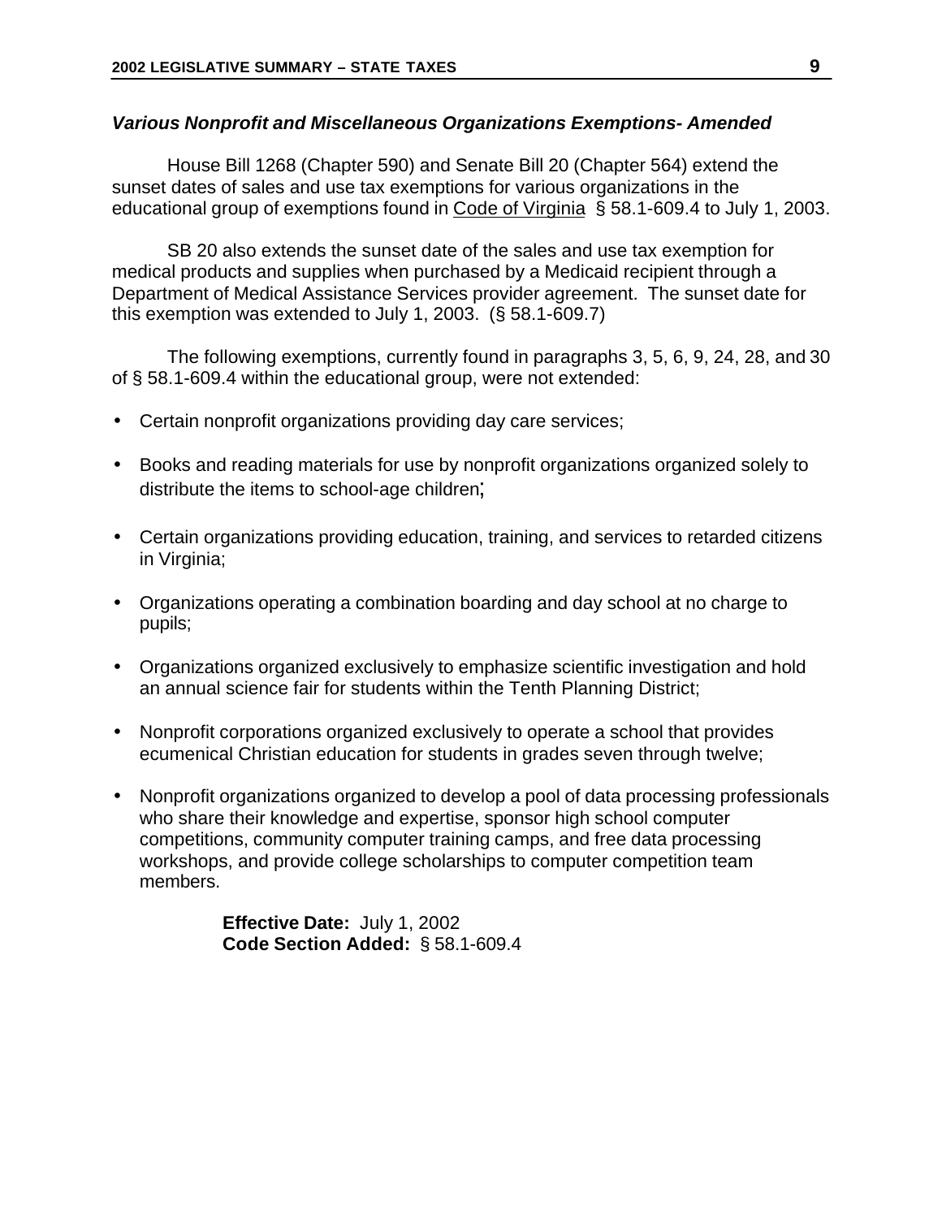### *Various Nonprofit and Miscellaneous Organizations Exemptions- Amended*

House Bill 1268 (Chapter 590) and Senate Bill 20 (Chapter 564) extend the sunset dates of sales and use tax exemptions for various organizations in the educational group of exemptions found in Code of Virginia § 58.1-609.4 to July 1, 2003.

SB 20 also extends the sunset date of the sales and use tax exemption for medical products and supplies when purchased by a Medicaid recipient through a Department of Medical Assistance Services provider agreement. The sunset date for this exemption was extended to July 1, 2003. (§ 58.1-609.7)

The following exemptions, currently found in paragraphs 3, 5, 6, 9, 24, 28, and 30 of § 58.1-609.4 within the educational group, were not extended:

- Certain nonprofit organizations providing day care services;
- Books and reading materials for use by nonprofit organizations organized solely to distribute the items to school-age children;
- Certain organizations providing education, training, and services to retarded citizens in Virginia;
- Organizations operating a combination boarding and day school at no charge to pupils;
- Organizations organized exclusively to emphasize scientific investigation and hold an annual science fair for students within the Tenth Planning District;
- Nonprofit corporations organized exclusively to operate a school that provides ecumenical Christian education for students in grades seven through twelve;
- Nonprofit organizations organized to develop a pool of data processing professionals who share their knowledge and expertise, sponsor high school computer competitions, community computer training camps, and free data processing workshops, and provide college scholarships to computer competition team members.

**Effective Date:** July 1, 2002
**Code Section Added:** § 58.1-609.4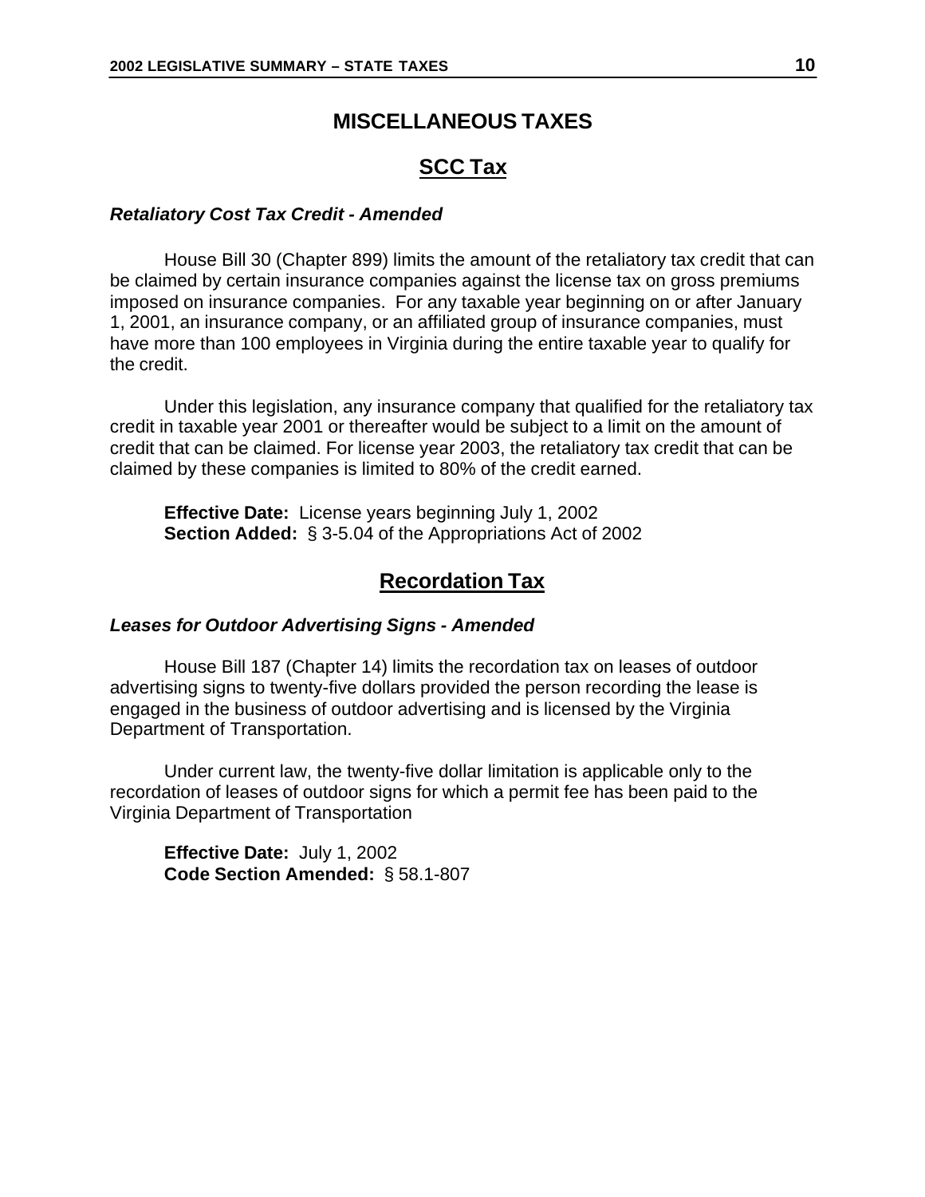# MISCELLANEOUS TAXES

## SCC Tax

***Retaliatory Cost Tax Credit - Amended***

House Bill 30 (Chapter 899) limits the amount of the retaliatory tax credit that can be claimed by certain insurance companies against the license tax on gross premiums imposed on insurance companies. For any taxable year beginning on or after January 1, 2001, an insurance company, or an affiliated group of insurance companies, must have more than 100 employees in Virginia during the entire taxable year to qualify for the credit.

Under this legislation, any insurance company that qualified for the retaliatory tax credit in taxable year 2001 or thereafter would be subject to a limit on the amount of credit that can be claimed. For license year 2003, the retaliatory tax credit that can be claimed by these companies is limited to 80% of the credit earned.

**Effective Date:** License years beginning July 1, 2002
**Section Added:** § 3-5.04 of the Appropriations Act of 2002

## Recordation Tax

***Leases for Outdoor Advertising Signs - Amended***

House Bill 187 (Chapter 14) limits the recordation tax on leases of outdoor advertising signs to twenty-five dollars provided the person recording the lease is engaged in the business of outdoor advertising and is licensed by the Virginia Department of Transportation.

Under current law, the twenty-five dollar limitation is applicable only to the recordation of leases of outdoor signs for which a permit fee has been paid to the Virginia Department of Transportation

**Effective Date:** July 1, 2002
**Code Section Amended:** § 58.1-807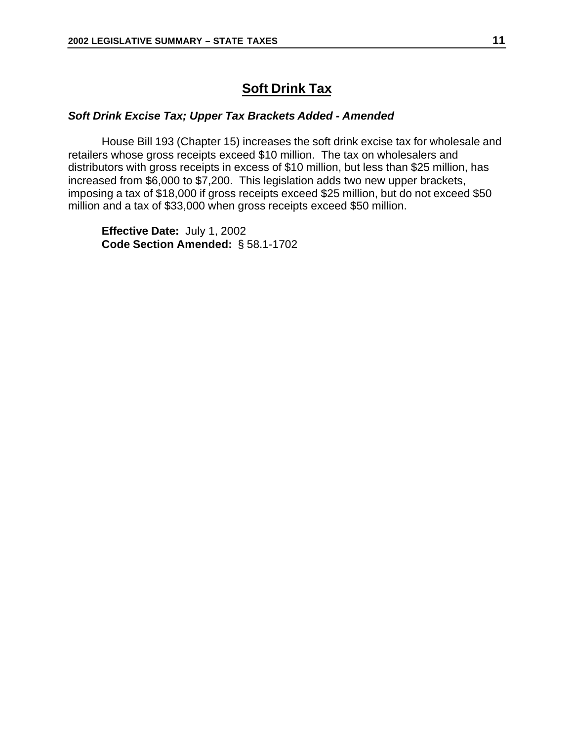## Soft Drink Tax

***Soft Drink Excise Tax; Upper Tax Brackets Added - Amended***

House Bill 193 (Chapter 15) increases the soft drink excise tax for wholesale and retailers whose gross receipts exceed $10 million. The tax on wholesalers and distributors with gross receipts in excess of $10 million, but less than $25 million, has increased from $6,000 to $7,200. This legislation adds two new upper brackets, imposing a tax of $18,000 if gross receipts exceed $25 million, but do not exceed $50 million and a tax of $33,000 when gross receipts exceed $50 million.

**Effective Date:** July 1, 2002
**Code Section Amended:** § 58.1-1702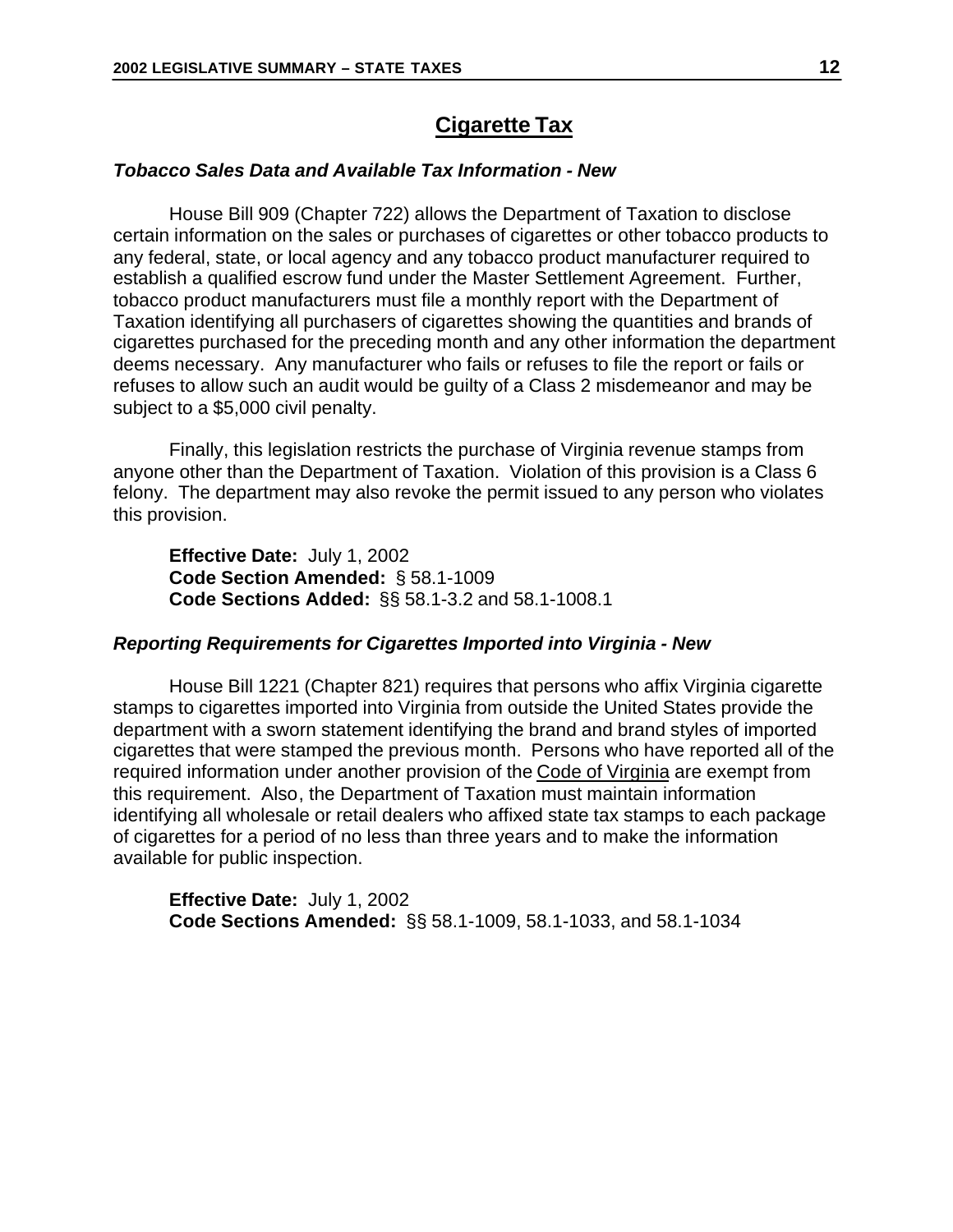## Cigarette Tax

### *Tobacco Sales Data and Available Tax Information - New*

House Bill 909 (Chapter 722) allows the Department of Taxation to disclose certain information on the sales or purchases of cigarettes or other tobacco products to any federal, state, or local agency and any tobacco product manufacturer required to establish a qualified escrow fund under the Master Settlement Agreement. Further, tobacco product manufacturers must file a monthly report with the Department of Taxation identifying all purchasers of cigarettes showing the quantities and brands of cigarettes purchased for the preceding month and any other information the department deems necessary. Any manufacturer who fails or refuses to file the report or fails or refuses to allow such an audit would be guilty of a Class 2 misdemeanor and may be subject to a $5,000 civil penalty.

Finally, this legislation restricts the purchase of Virginia revenue stamps from anyone other than the Department of Taxation. Violation of this provision is a Class 6 felony. The department may also revoke the permit issued to any person who violates this provision.

**Effective Date:** July 1, 2002
**Code Section Amended:** § 58.1-1009
**Code Sections Added:** §§ 58.1-3.2 and 58.1-1008.1

### *Reporting Requirements for Cigarettes Imported into Virginia - New*

House Bill 1221 (Chapter 821) requires that persons who affix Virginia cigarette stamps to cigarettes imported into Virginia from outside the United States provide the department with a sworn statement identifying the brand and brand styles of imported cigarettes that were stamped the previous month. Persons who have reported all of the required information under another provision of the Code of Virginia are exempt from this requirement. Also, the Department of Taxation must maintain information identifying all wholesale or retail dealers who affixed state tax stamps to each package of cigarettes for a period of no less than three years and to make the information available for public inspection.

**Effective Date:** July 1, 2002
**Code Sections Amended:** §§ 58.1-1009, 58.1-1033, and 58.1-1034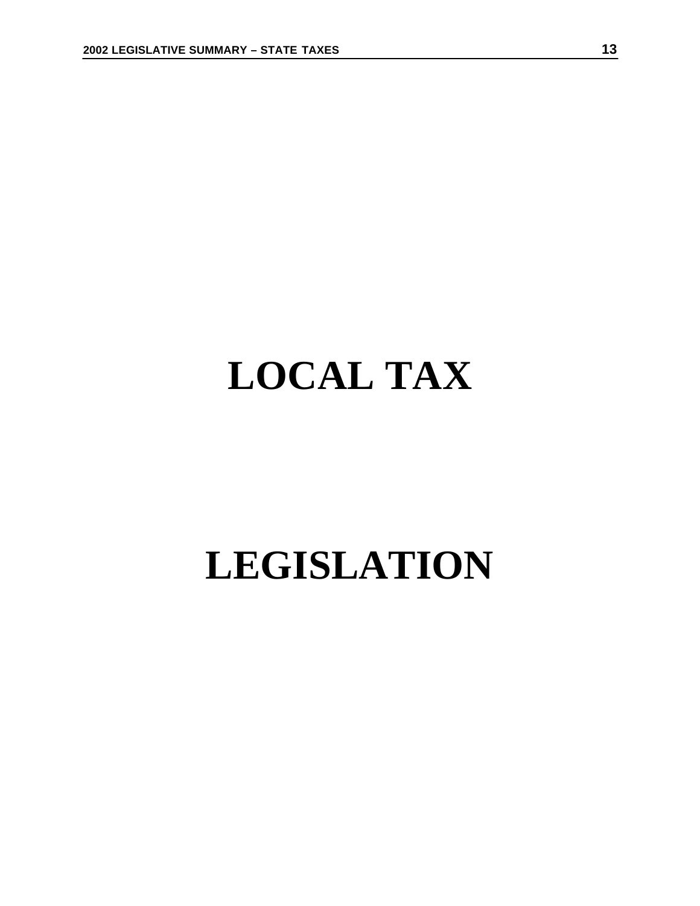# LOCAL TAX

# LEGISLATION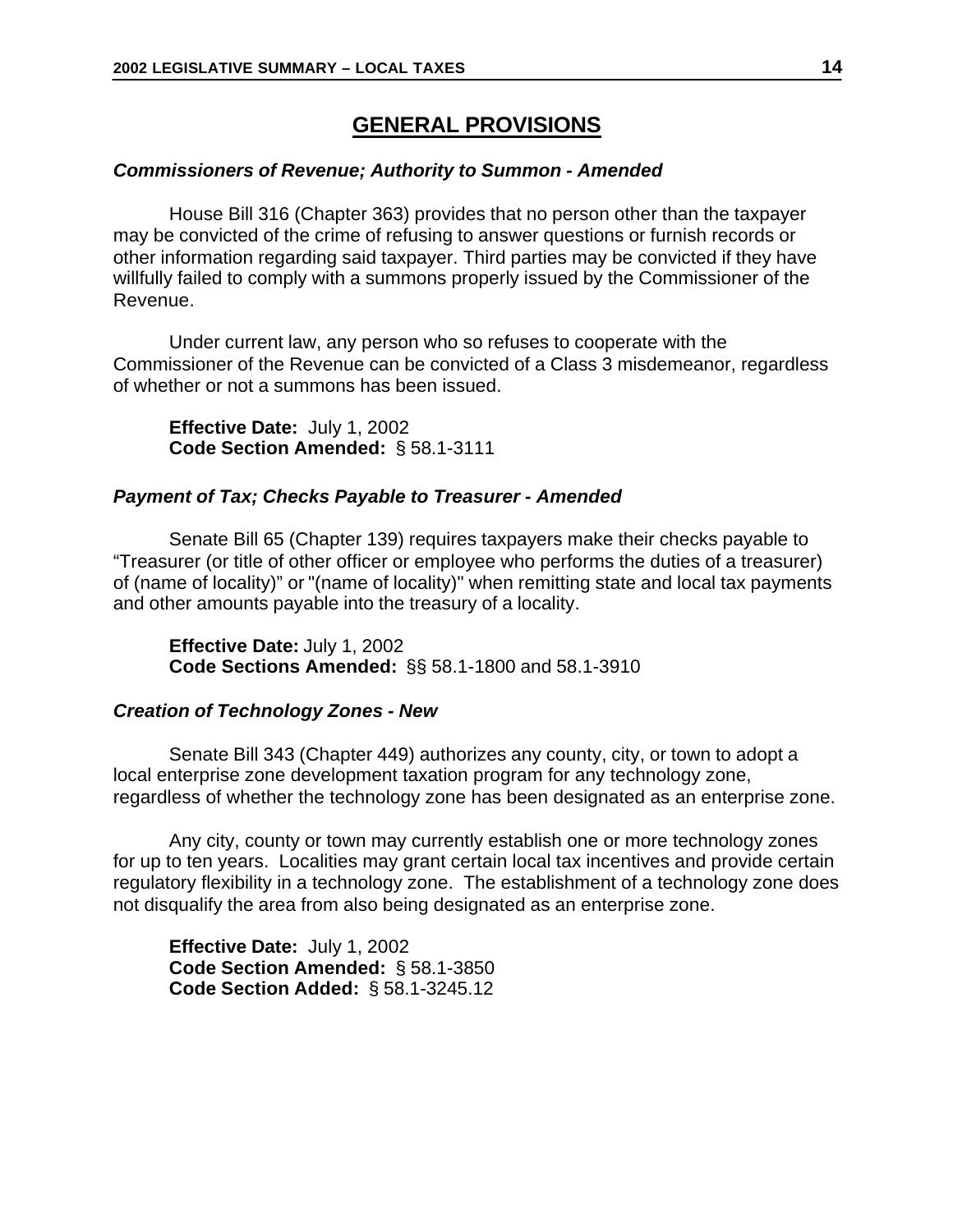## GENERAL PROVISIONS

### *Commissioners of Revenue; Authority to Summon - Amended*

House Bill 316 (Chapter 363) provides that no person other than the taxpayer may be convicted of the crime of refusing to answer questions or furnish records or other information regarding said taxpayer. Third parties may be convicted if they have willfully failed to comply with a summons properly issued by the Commissioner of the Revenue.

Under current law, any person who so refuses to cooperate with the Commissioner of the Revenue can be convicted of a Class 3 misdemeanor, regardless of whether or not a summons has been issued.

**Effective Date:** July 1, 2002
**Code Section Amended:** § 58.1-3111

### *Payment of Tax; Checks Payable to Treasurer - Amended*

Senate Bill 65 (Chapter 139) requires taxpayers make their checks payable to "Treasurer (or title of other officer or employee who performs the duties of a treasurer) of (name of locality)" or "(name of locality)" when remitting state and local tax payments and other amounts payable into the treasury of a locality.

**Effective Date:** July 1, 2002
**Code Sections Amended:** §§ 58.1-1800 and 58.1-3910

### *Creation of Technology Zones - New*

Senate Bill 343 (Chapter 449) authorizes any county, city, or town to adopt a local enterprise zone development taxation program for any technology zone, regardless of whether the technology zone has been designated as an enterprise zone.

Any city, county or town may currently establish one or more technology zones for up to ten years. Localities may grant certain local tax incentives and provide certain regulatory flexibility in a technology zone. The establishment of a technology zone does not disqualify the area from also being designated as an enterprise zone.

**Effective Date:** July 1, 2002
**Code Section Amended:** § 58.1-3850
**Code Section Added:** § 58.1-3245.12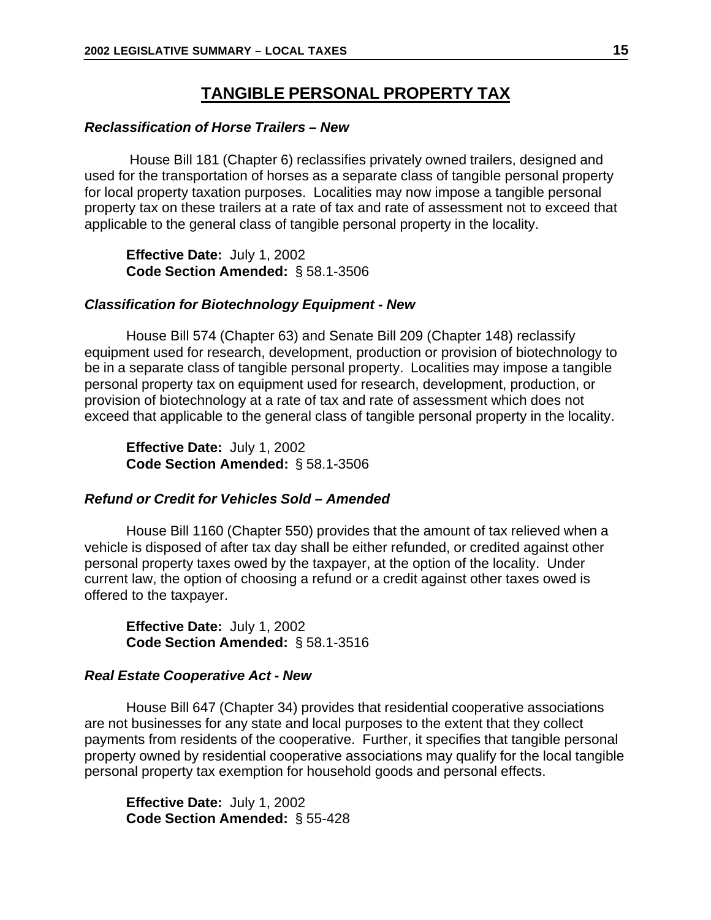# TANGIBLE PERSONAL PROPERTY TAX

### *Reclassification of Horse Trailers – New*

House Bill 181 (Chapter 6) reclassifies privately owned trailers, designed and used for the transportation of horses as a separate class of tangible personal property for local property taxation purposes. Localities may now impose a tangible personal property tax on these trailers at a rate of tax and rate of assessment not to exceed that applicable to the general class of tangible personal property in the locality.

**Effective Date:** July 1, 2002
**Code Section Amended:** § 58.1-3506

### *Classification for Biotechnology Equipment - New*

House Bill 574 (Chapter 63) and Senate Bill 209 (Chapter 148) reclassify equipment used for research, development, production or provision of biotechnology to be in a separate class of tangible personal property. Localities may impose a tangible personal property tax on equipment used for research, development, production, or provision of biotechnology at a rate of tax and rate of assessment which does not exceed that applicable to the general class of tangible personal property in the locality.

**Effective Date:** July 1, 2002
**Code Section Amended:** § 58.1-3506

### *Refund or Credit for Vehicles Sold – Amended*

House Bill 1160 (Chapter 550) provides that the amount of tax relieved when a vehicle is disposed of after tax day shall be either refunded, or credited against other personal property taxes owed by the taxpayer, at the option of the locality. Under current law, the option of choosing a refund or a credit against other taxes owed is offered to the taxpayer.

**Effective Date:** July 1, 2002
**Code Section Amended:** § 58.1-3516

### *Real Estate Cooperative Act - New*

House Bill 647 (Chapter 34) provides that residential cooperative associations are not businesses for any state and local purposes to the extent that they collect payments from residents of the cooperative. Further, it specifies that tangible personal property owned by residential cooperative associations may qualify for the local tangible personal property tax exemption for household goods and personal effects.

**Effective Date:** July 1, 2002
**Code Section Amended:** § 55-428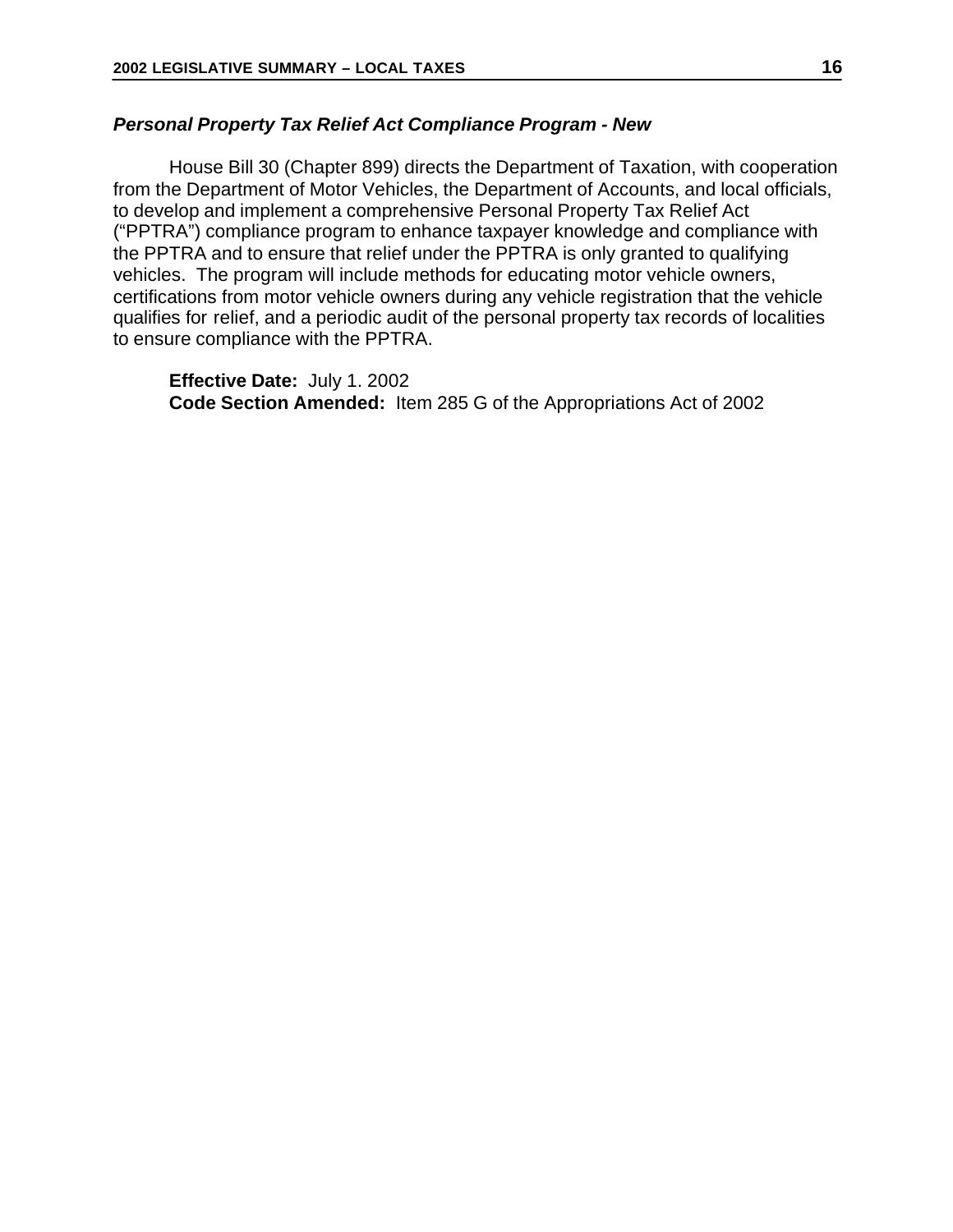### *Personal Property Tax Relief Act Compliance Program - New*

House Bill 30 (Chapter 899) directs the Department of Taxation, with cooperation from the Department of Motor Vehicles, the Department of Accounts, and local officials, to develop and implement a comprehensive Personal Property Tax Relief Act ("PPTRA") compliance program to enhance taxpayer knowledge and compliance with the PPTRA and to ensure that relief under the PPTRA is only granted to qualifying vehicles. The program will include methods for educating motor vehicle owners, certifications from motor vehicle owners during any vehicle registration that the vehicle qualifies for relief, and a periodic audit of the personal property tax records of localities to ensure compliance with the PPTRA.

**Effective Date:** July 1. 2002
**Code Section Amended:** Item 285 G of the Appropriations Act of 2002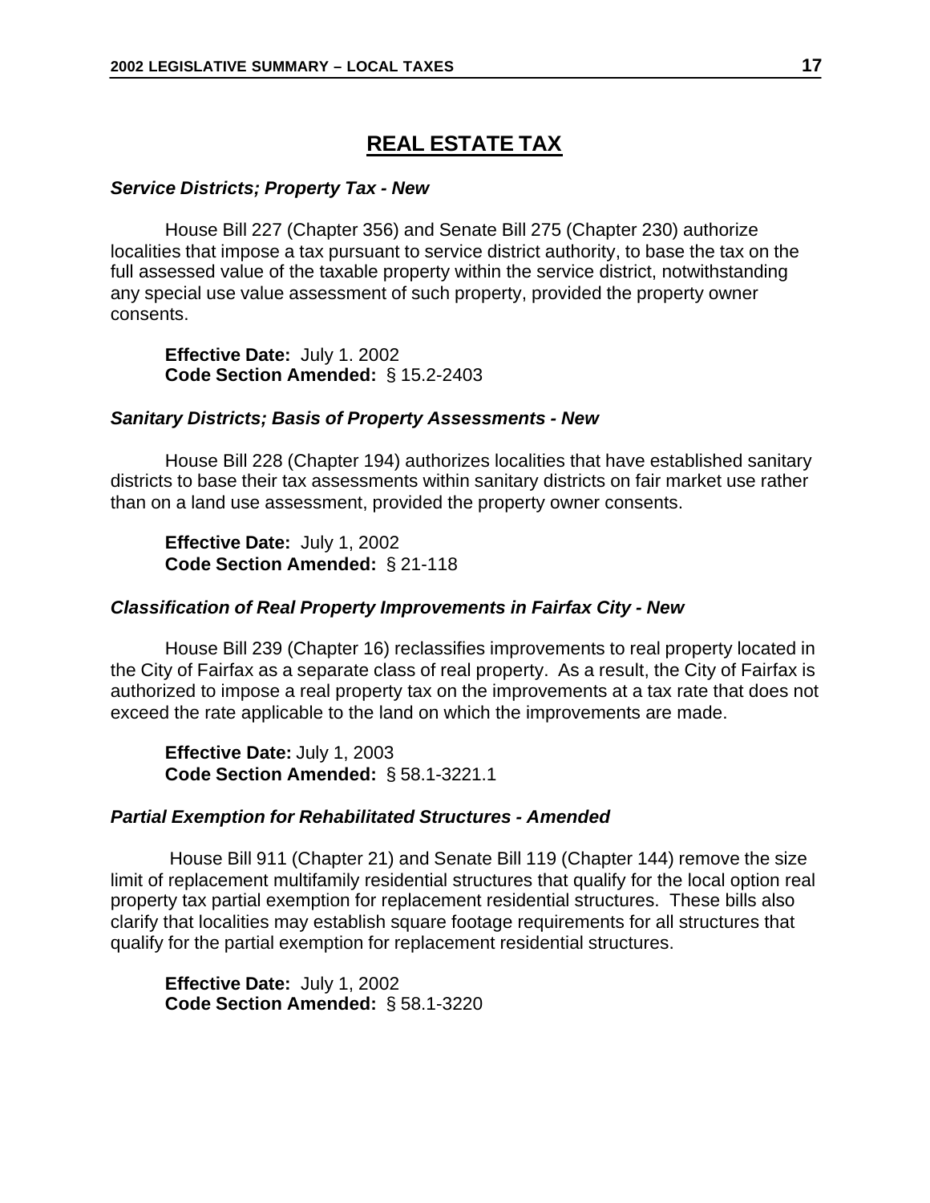# REAL ESTATE TAX

***Service Districts; Property Tax - New***

House Bill 227 (Chapter 356) and Senate Bill 275 (Chapter 230) authorize localities that impose a tax pursuant to service district authority, to base the tax on the full assessed value of the taxable property within the service district, notwithstanding any special use value assessment of such property, provided the property owner consents.

**Effective Date:** July 1. 2002
**Code Section Amended:** § 15.2-2403

***Sanitary Districts; Basis of Property Assessments - New***

House Bill 228 (Chapter 194) authorizes localities that have established sanitary districts to base their tax assessments within sanitary districts on fair market use rather than on a land use assessment, provided the property owner consents.

**Effective Date:** July 1, 2002
**Code Section Amended:** § 21-118

***Classification of Real Property Improvements in Fairfax City - New***

House Bill 239 (Chapter 16) reclassifies improvements to real property located in the City of Fairfax as a separate class of real property. As a result, the City of Fairfax is authorized to impose a real property tax on the improvements at a tax rate that does not exceed the rate applicable to the land on which the improvements are made.

**Effective Date:** July 1, 2003
**Code Section Amended:** § 58.1-3221.1

***Partial Exemption for Rehabilitated Structures - Amended***

House Bill 911 (Chapter 21) and Senate Bill 119 (Chapter 144) remove the size limit of replacement multifamily residential structures that qualify for the local option real property tax partial exemption for replacement residential structures. These bills also clarify that localities may establish square footage requirements for all structures that qualify for the partial exemption for replacement residential structures.

**Effective Date:** July 1, 2002
**Code Section Amended:** § 58.1-3220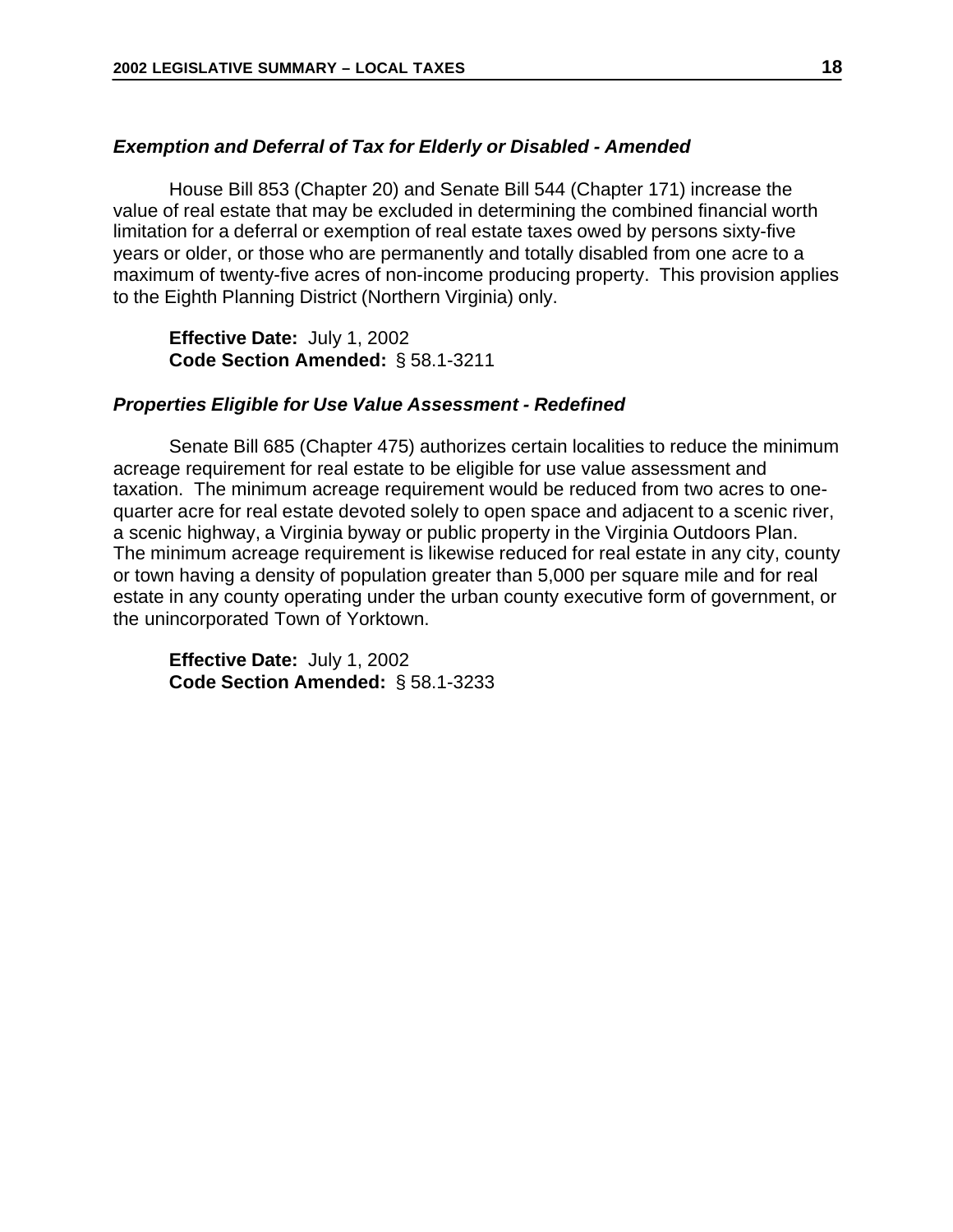### *Exemption and Deferral of Tax for Elderly or Disabled - Amended*

House Bill 853 (Chapter 20) and Senate Bill 544 (Chapter 171) increase the value of real estate that may be excluded in determining the combined financial worth limitation for a deferral or exemption of real estate taxes owed by persons sixty-five years or older, or those who are permanently and totally disabled from one acre to a maximum of twenty-five acres of non-income producing property. This provision applies to the Eighth Planning District (Northern Virginia) only.

**Effective Date:** July 1, 2002
**Code Section Amended:** § 58.1-3211

### *Properties Eligible for Use Value Assessment - Redefined*

Senate Bill 685 (Chapter 475) authorizes certain localities to reduce the minimum acreage requirement for real estate to be eligible for use value assessment and taxation. The minimum acreage requirement would be reduced from two acres to one-quarter acre for real estate devoted solely to open space and adjacent to a scenic river, a scenic highway, a Virginia byway or public property in the Virginia Outdoors Plan. The minimum acreage requirement is likewise reduced for real estate in any city, county or town having a density of population greater than 5,000 per square mile and for real estate in any county operating under the urban county executive form of government, or the unincorporated Town of Yorktown.

**Effective Date:** July 1, 2002
**Code Section Amended:** § 58.1-3233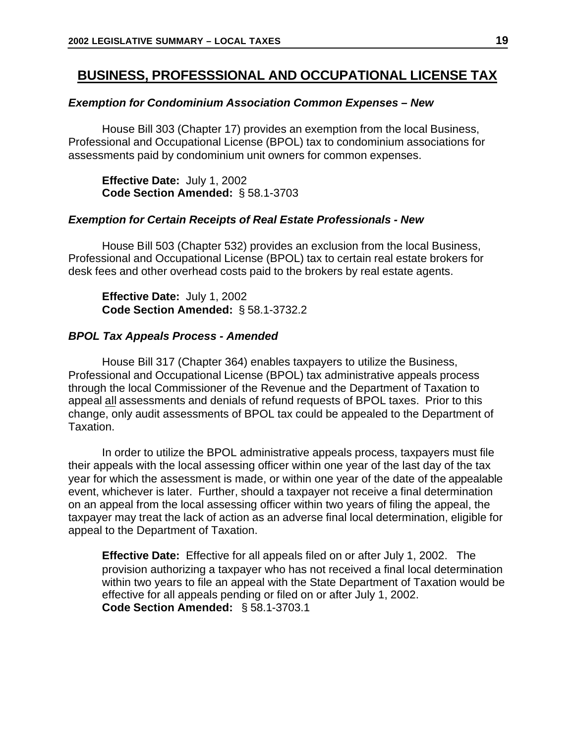## BUSINESS, PROFESSSIONAL AND OCCUPATIONAL LICENSE TAX

### *Exemption for Condominium Association Common Expenses – New*

House Bill 303 (Chapter 17) provides an exemption from the local Business, Professional and Occupational License (BPOL) tax to condominium associations for assessments paid by condominium unit owners for common expenses.

**Effective Date:** July 1, 2002
**Code Section Amended:** § 58.1-3703

### *Exemption for Certain Receipts of Real Estate Professionals - New*

House Bill 503 (Chapter 532) provides an exclusion from the local Business, Professional and Occupational License (BPOL) tax to certain real estate brokers for desk fees and other overhead costs paid to the brokers by real estate agents.

**Effective Date:** July 1, 2002
**Code Section Amended:** § 58.1-3732.2

### *BPOL Tax Appeals Process - Amended*

House Bill 317 (Chapter 364) enables taxpayers to utilize the Business, Professional and Occupational License (BPOL) tax administrative appeals process through the local Commissioner of the Revenue and the Department of Taxation to appeal all assessments and denials of refund requests of BPOL taxes. Prior to this change, only audit assessments of BPOL tax could be appealed to the Department of Taxation.

In order to utilize the BPOL administrative appeals process, taxpayers must file their appeals with the local assessing officer within one year of the last day of the tax year for which the assessment is made, or within one year of the date of the appealable event, whichever is later. Further, should a taxpayer not receive a final determination on an appeal from the local assessing officer within two years of filing the appeal, the taxpayer may treat the lack of action as an adverse final local determination, eligible for appeal to the Department of Taxation.

**Effective Date:** Effective for all appeals filed on or after July 1, 2002. The provision authorizing a taxpayer who has not received a final local determination within two years to file an appeal with the State Department of Taxation would be effective for all appeals pending or filed on or after July 1, 2002.
**Code Section Amended:** § 58.1-3703.1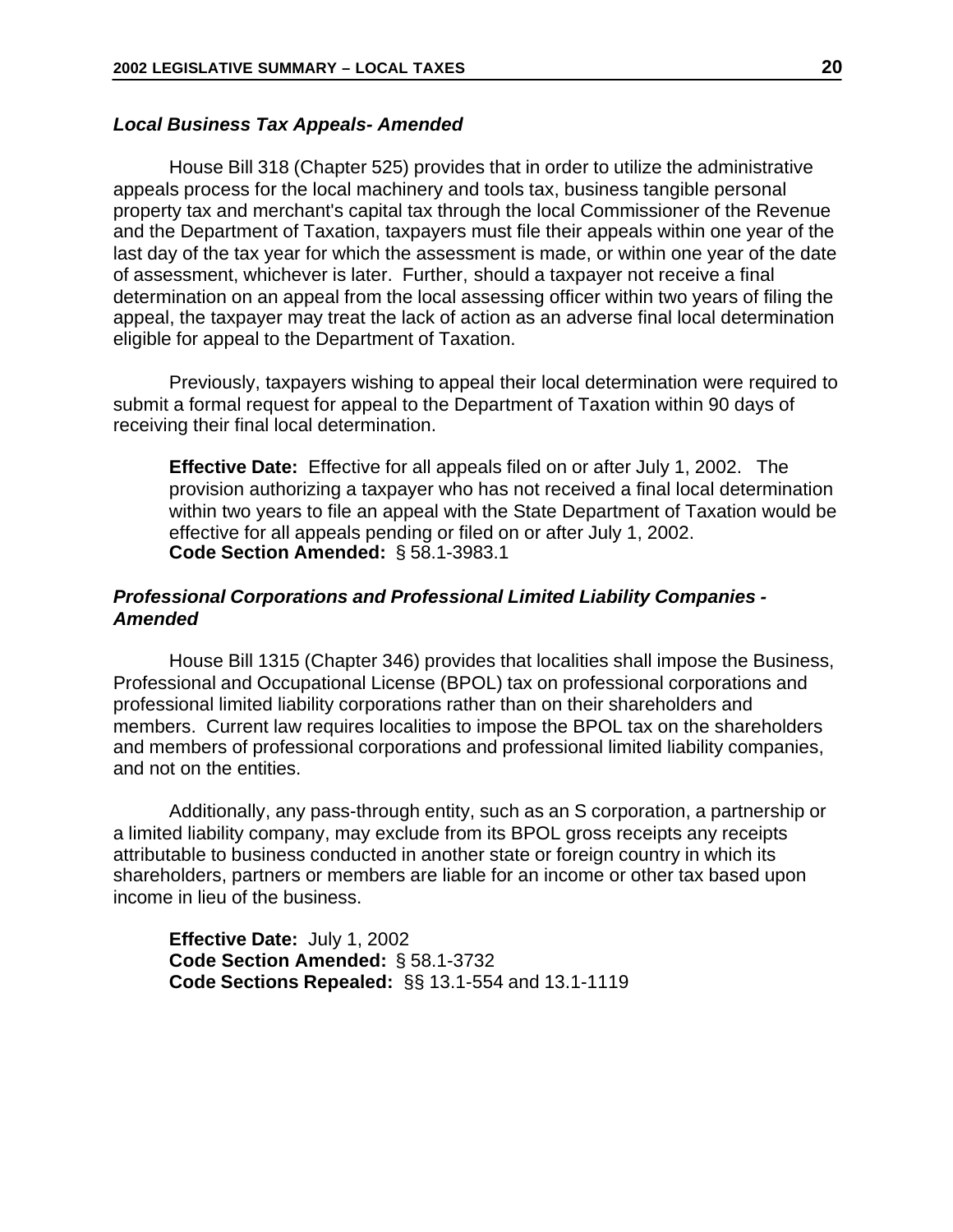### *Local Business Tax Appeals- Amended*

House Bill 318 (Chapter 525) provides that in order to utilize the administrative appeals process for the local machinery and tools tax, business tangible personal property tax and merchant's capital tax through the local Commissioner of the Revenue and the Department of Taxation, taxpayers must file their appeals within one year of the last day of the tax year for which the assessment is made, or within one year of the date of assessment, whichever is later. Further, should a taxpayer not receive a final determination on an appeal from the local assessing officer within two years of filing the appeal, the taxpayer may treat the lack of action as an adverse final local determination eligible for appeal to the Department of Taxation.

Previously, taxpayers wishing to appeal their local determination were required to submit a formal request for appeal to the Department of Taxation within 90 days of receiving their final local determination.

> **Effective Date:** Effective for all appeals filed on or after July 1, 2002. The provision authorizing a taxpayer who has not received a final local determination within two years to file an appeal with the State Department of Taxation would be effective for all appeals pending or filed on or after July 1, 2002.
> **Code Section Amended:** § 58.1-3983.1

### *Professional Corporations and Professional Limited Liability Companies - Amended*

House Bill 1315 (Chapter 346) provides that localities shall impose the Business, Professional and Occupational License (BPOL) tax on professional corporations and professional limited liability corporations rather than on their shareholders and members. Current law requires localities to impose the BPOL tax on the shareholders and members of professional corporations and professional limited liability companies, and not on the entities.

Additionally, any pass-through entity, such as an S corporation, a partnership or a limited liability company, may exclude from its BPOL gross receipts any receipts attributable to business conducted in another state or foreign country in which its shareholders, partners or members are liable for an income or other tax based upon income in lieu of the business.

> **Effective Date:** July 1, 2002
> **Code Section Amended:** § 58.1-3732
> **Code Sections Repealed:** §§ 13.1-554 and 13.1-1119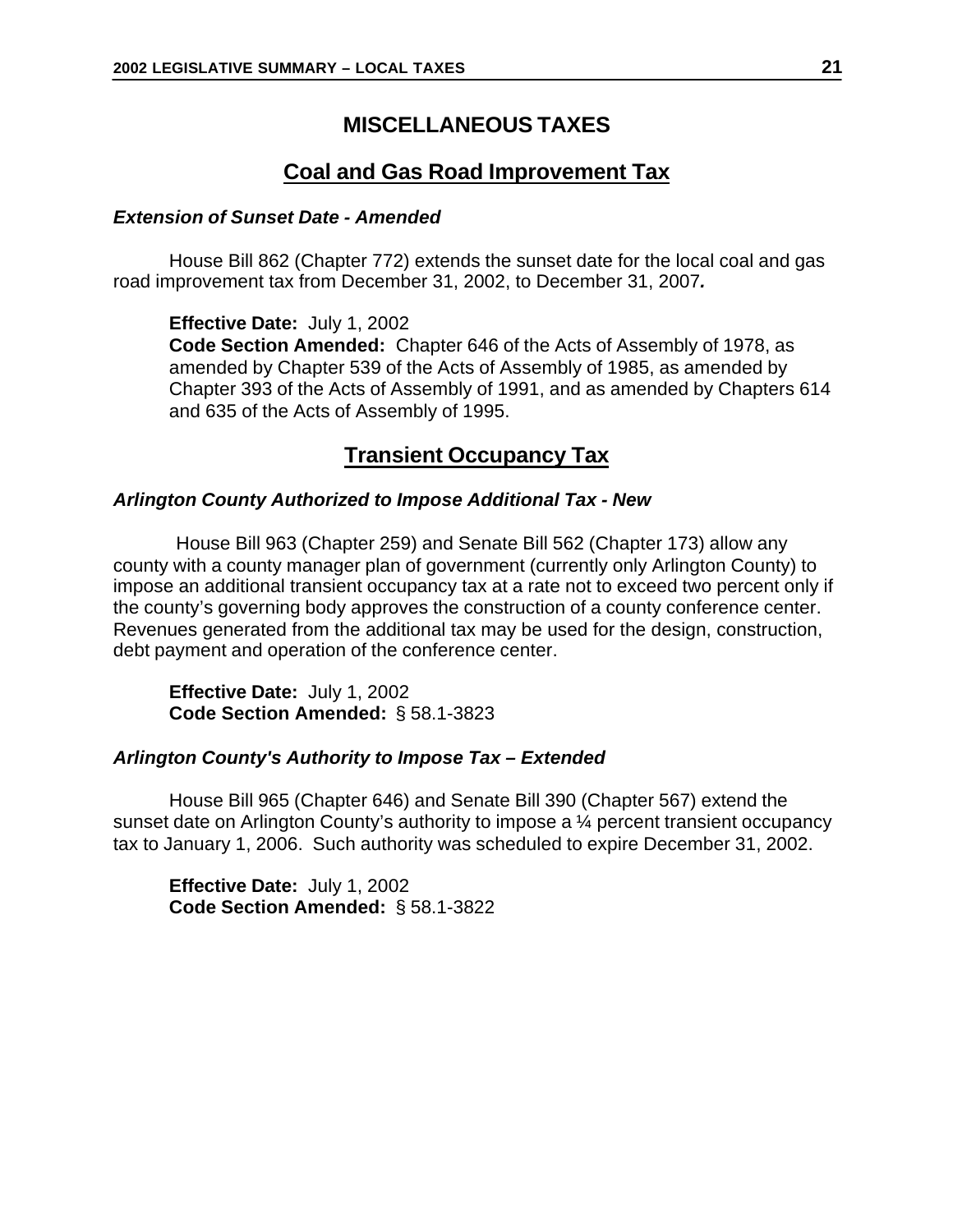# MISCELLANEOUS TAXES

## Coal and Gas Road Improvement Tax

### *Extension of Sunset Date - Amended*

House Bill 862 (Chapter 772) extends the sunset date for the local coal and gas road improvement tax from December 31, 2002, to December 31, 2007*.*

**Effective Date:** July 1, 2002
**Code Section Amended:** Chapter 646 of the Acts of Assembly of 1978, as amended by Chapter 539 of the Acts of Assembly of 1985, as amended by Chapter 393 of the Acts of Assembly of 1991, and as amended by Chapters 614 and 635 of the Acts of Assembly of 1995.

## Transient Occupancy Tax

### *Arlington County Authorized to Impose Additional Tax - New*

House Bill 963 (Chapter 259) and Senate Bill 562 (Chapter 173) allow any county with a county manager plan of government (currently only Arlington County) to impose an additional transient occupancy tax at a rate not to exceed two percent only if the county's governing body approves the construction of a county conference center. Revenues generated from the additional tax may be used for the design, construction, debt payment and operation of the conference center.

**Effective Date:** July 1, 2002
**Code Section Amended:** § 58.1-3823

### *Arlington County's Authority to Impose Tax – Extended*

House Bill 965 (Chapter 646) and Senate Bill 390 (Chapter 567) extend the sunset date on Arlington County's authority to impose a ¼ percent transient occupancy tax to January 1, 2006. Such authority was scheduled to expire December 31, 2002.

**Effective Date:** July 1, 2002
**Code Section Amended:** § 58.1-3822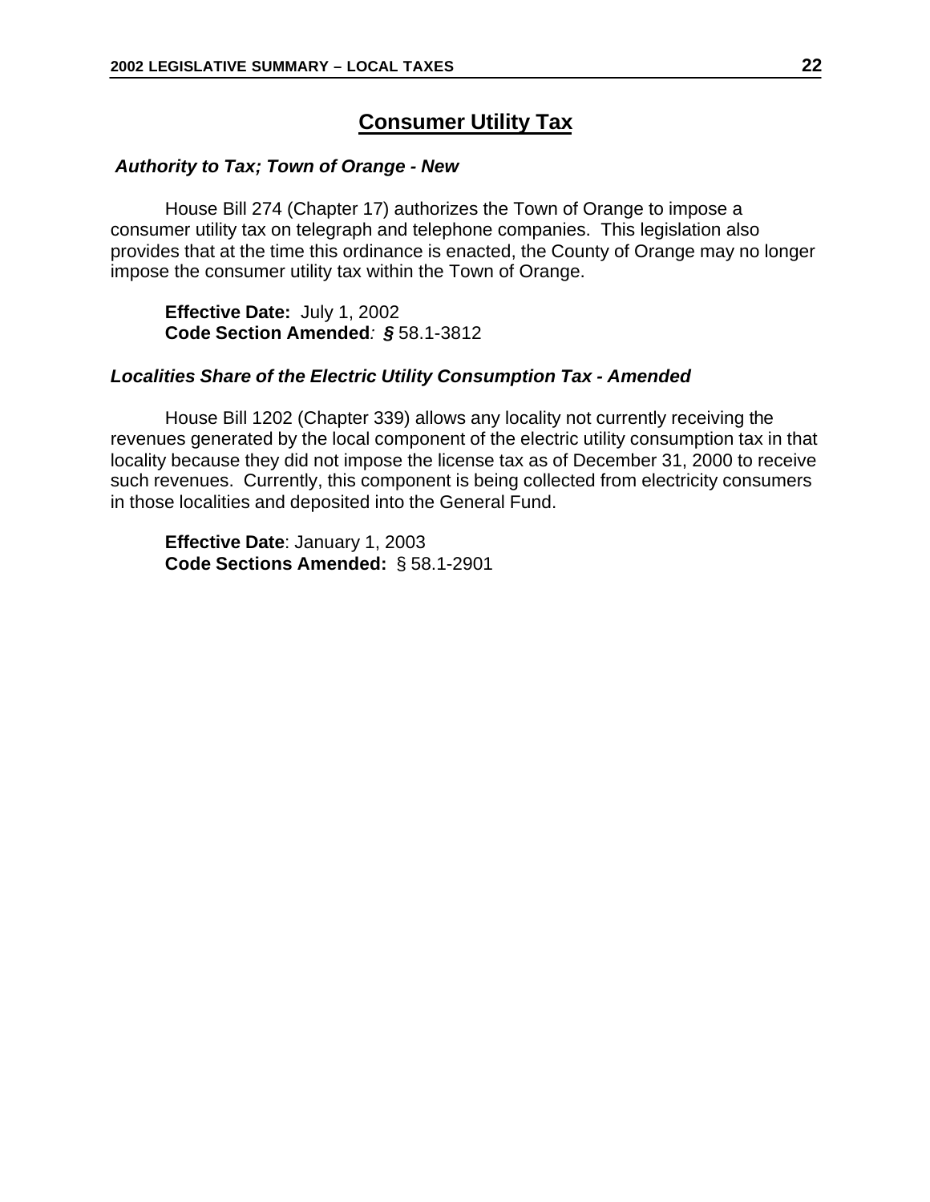## Consumer Utility Tax

***Authority to Tax; Town of Orange - New***

House Bill 274 (Chapter 17) authorizes the Town of Orange to impose a consumer utility tax on telegraph and telephone companies. This legislation also provides that at the time this ordinance is enacted, the County of Orange may no longer impose the consumer utility tax within the Town of Orange.

**Effective Date:** July 1, 2002
**Code Section Amended*:* §** 58.1-3812

***Localities Share of the Electric Utility Consumption Tax - Amended***

House Bill 1202 (Chapter 339) allows any locality not currently receiving the revenues generated by the local component of the electric utility consumption tax in that locality because they did not impose the license tax as of December 31, 2000 to receive such revenues. Currently, this component is being collected from electricity consumers in those localities and deposited into the General Fund.

**Effective Date**: January 1, 2003
**Code Sections Amended:** § 58.1-2901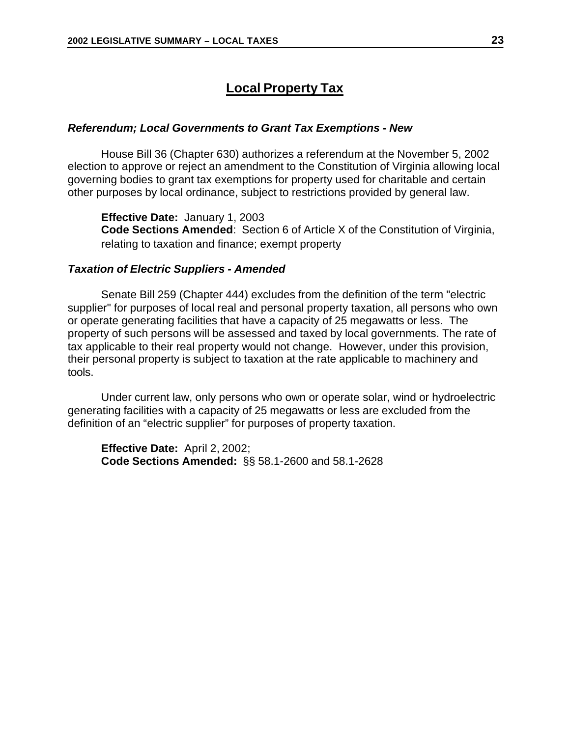## Local Property Tax

### *Referendum; Local Governments to Grant Tax Exemptions - New*

House Bill 36 (Chapter 630) authorizes a referendum at the November 5, 2002 election to approve or reject an amendment to the Constitution of Virginia allowing local governing bodies to grant tax exemptions for property used for charitable and certain other purposes by local ordinance, subject to restrictions provided by general law.

**Effective Date:** January 1, 2003
**Code Sections Amended**: Section 6 of Article X of the Constitution of Virginia, relating to taxation and finance; exempt property

### *Taxation of Electric Suppliers - Amended*

Senate Bill 259 (Chapter 444) excludes from the definition of the term "electric supplier" for purposes of local real and personal property taxation, all persons who own or operate generating facilities that have a capacity of 25 megawatts or less. The property of such persons will be assessed and taxed by local governments. The rate of tax applicable to their real property would not change. However, under this provision, their personal property is subject to taxation at the rate applicable to machinery and tools.

Under current law, only persons who own or operate solar, wind or hydroelectric generating facilities with a capacity of 25 megawatts or less are excluded from the definition of an "electric supplier" for purposes of property taxation.

**Effective Date:** April 2, 2002;
**Code Sections Amended:** §§ 58.1-2600 and 58.1-2628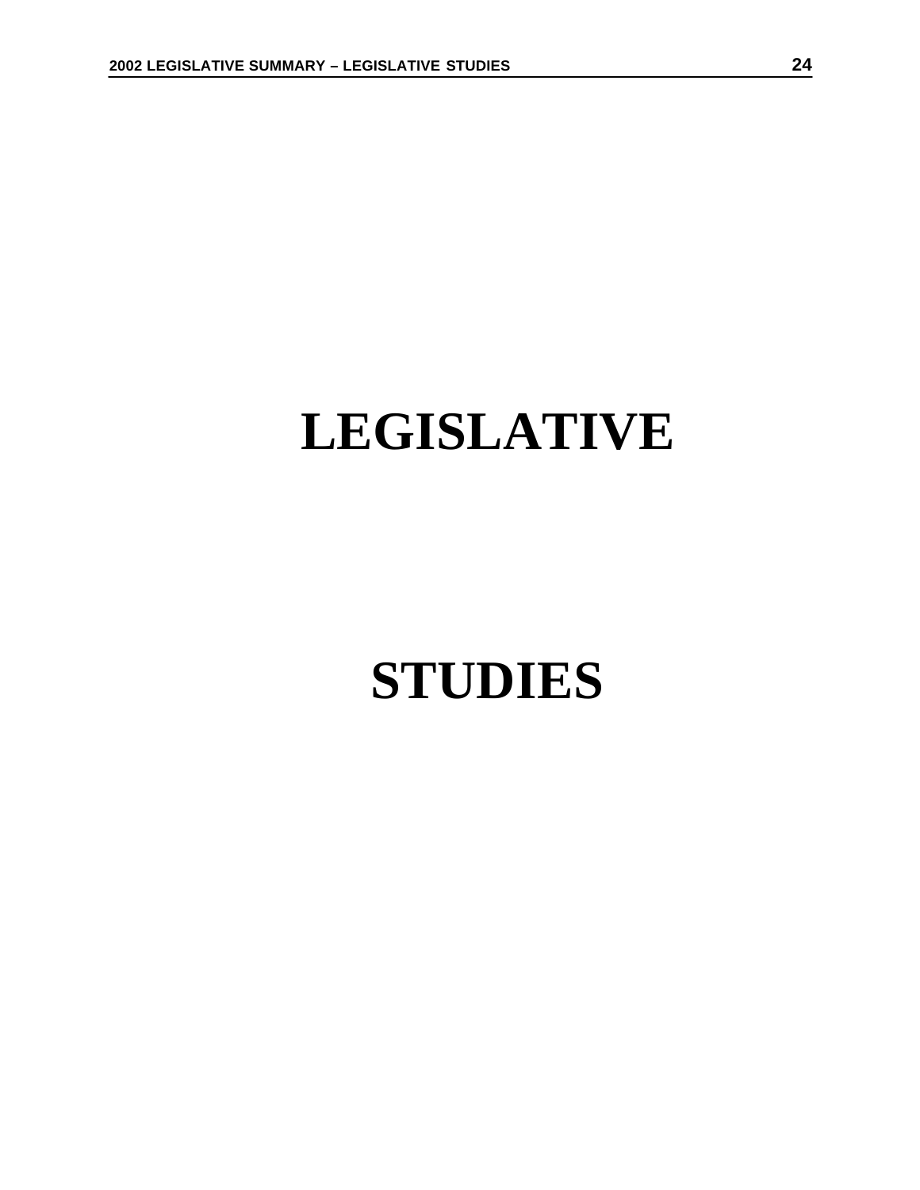# LEGISLATIVE

# STUDIES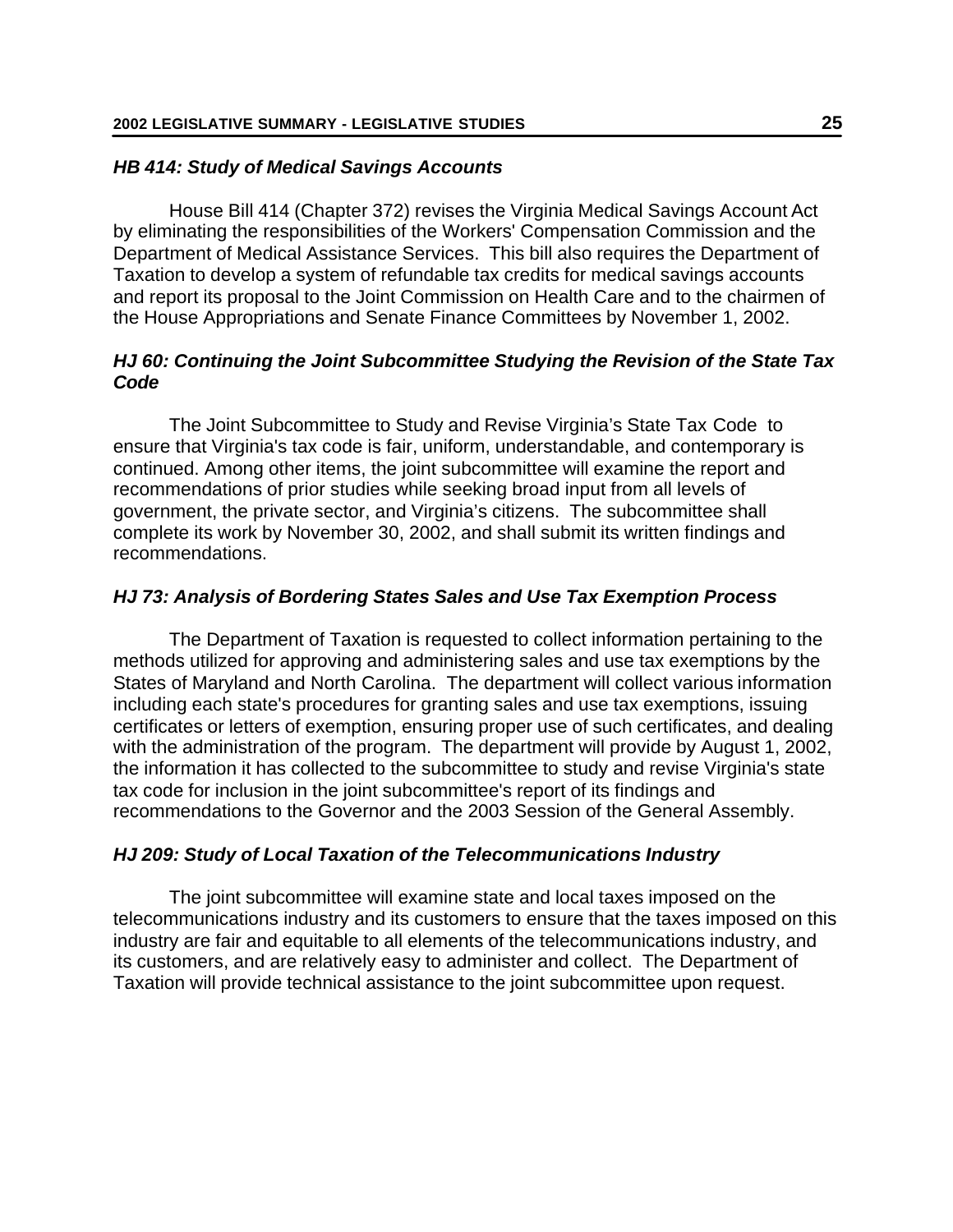### *HB 414: Study of Medical Savings Accounts*

House Bill 414 (Chapter 372) revises the Virginia Medical Savings Account Act by eliminating the responsibilities of the Workers' Compensation Commission and the Department of Medical Assistance Services. This bill also requires the Department of Taxation to develop a system of refundable tax credits for medical savings accounts and report its proposal to the Joint Commission on Health Care and to the chairmen of the House Appropriations and Senate Finance Committees by November 1, 2002.

### *HJ 60: Continuing the Joint Subcommittee Studying the Revision of the State Tax Code*

The Joint Subcommittee to Study and Revise Virginia's State Tax Code to ensure that Virginia's tax code is fair, uniform, understandable, and contemporary is continued. Among other items, the joint subcommittee will examine the report and recommendations of prior studies while seeking broad input from all levels of government, the private sector, and Virginia's citizens. The subcommittee shall complete its work by November 30, 2002, and shall submit its written findings and recommendations.

### *HJ 73: Analysis of Bordering States Sales and Use Tax Exemption Process*

The Department of Taxation is requested to collect information pertaining to the methods utilized for approving and administering sales and use tax exemptions by the States of Maryland and North Carolina. The department will collect various information including each state's procedures for granting sales and use tax exemptions, issuing certificates or letters of exemption, ensuring proper use of such certificates, and dealing with the administration of the program. The department will provide by August 1, 2002, the information it has collected to the subcommittee to study and revise Virginia's state tax code for inclusion in the joint subcommittee's report of its findings and recommendations to the Governor and the 2003 Session of the General Assembly.

### *HJ 209: Study of Local Taxation of the Telecommunications Industry*

The joint subcommittee will examine state and local taxes imposed on the telecommunications industry and its customers to ensure that the taxes imposed on this industry are fair and equitable to all elements of the telecommunications industry, and its customers, and are relatively easy to administer and collect. The Department of Taxation will provide technical assistance to the joint subcommittee upon request.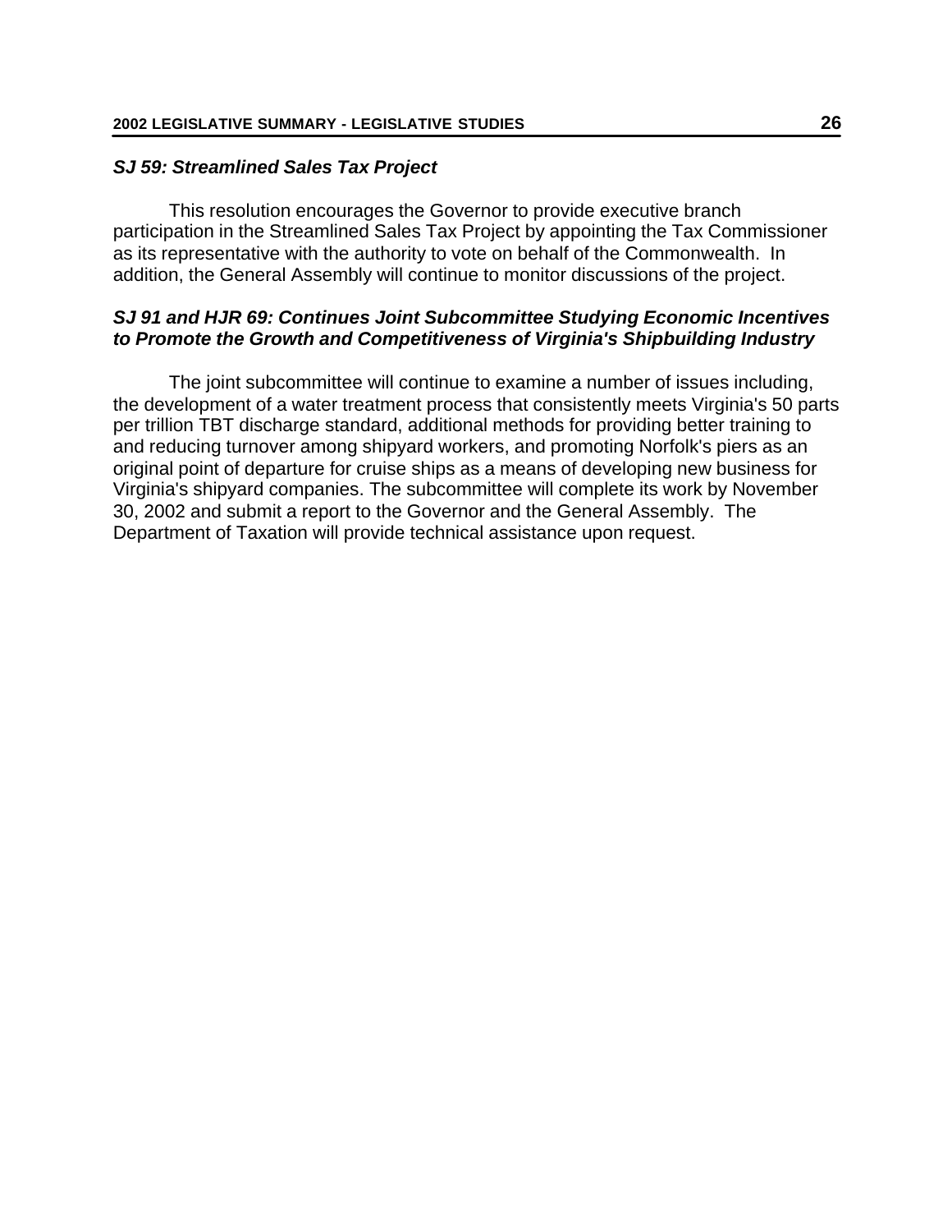***SJ 59: Streamlined Sales Tax Project***

This resolution encourages the Governor to provide executive branch participation in the Streamlined Sales Tax Project by appointing the Tax Commissioner as its representative with the authority to vote on behalf of the Commonwealth. In addition, the General Assembly will continue to monitor discussions of the project.

***SJ 91 and HJR 69: Continues Joint Subcommittee Studying Economic Incentives to Promote the Growth and Competitiveness of Virginia's Shipbuilding Industry***

The joint subcommittee will continue to examine a number of issues including, the development of a water treatment process that consistently meets Virginia's 50 parts per trillion TBT discharge standard, additional methods for providing better training to and reducing turnover among shipyard workers, and promoting Norfolk's piers as an original point of departure for cruise ships as a means of developing new business for Virginia's shipyard companies. The subcommittee will complete its work by November 30, 2002 and submit a report to the Governor and the General Assembly. The Department of Taxation will provide technical assistance upon request.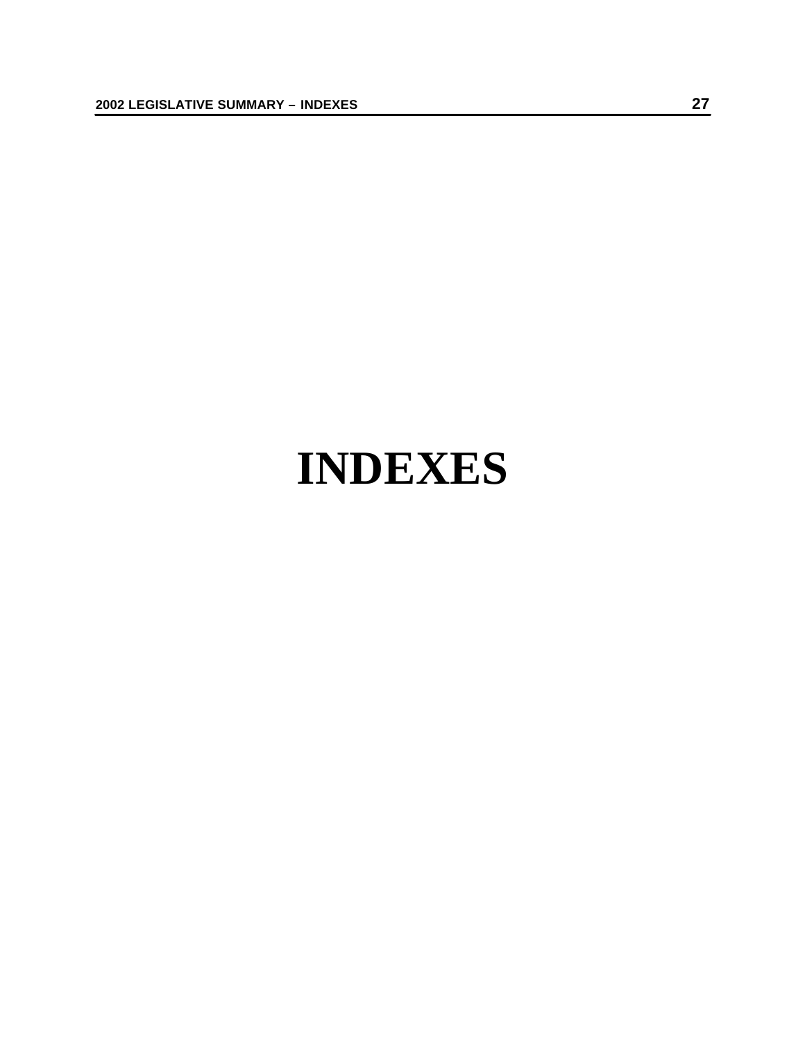# INDEXES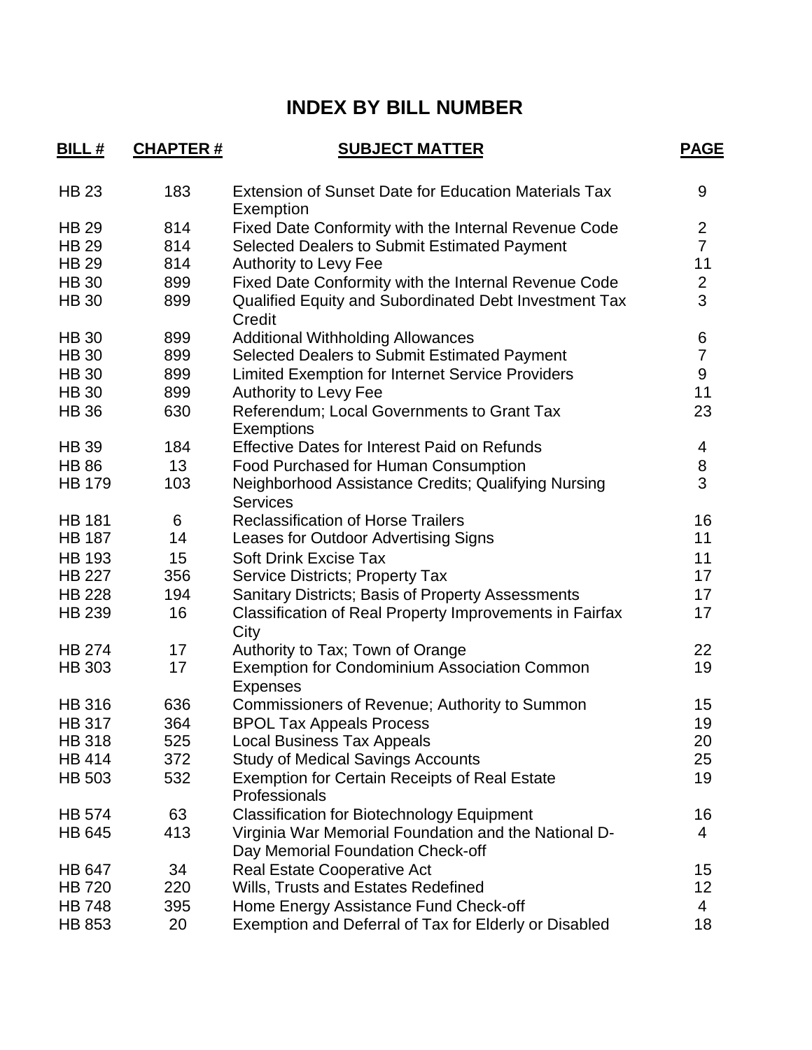# INDEX BY BILL NUMBER

| BILL # | CHAPTER # | SUBJECT MATTER | PAGE |
|---|---|---|---|
| HB 23 | 183 | Extension of Sunset Date for Education Materials Tax Exemption | 9 |
| HB 29 | 814 | Fixed Date Conformity with the Internal Revenue Code | 2 |
| HB 29 | 814 | Selected Dealers to Submit Estimated Payment | 7 |
| HB 29 | 814 | Authority to Levy Fee | 11 |
| HB 30 | 899 | Fixed Date Conformity with the Internal Revenue Code | 2 |
| HB 30 | 899 | Qualified Equity and Subordinated Debt Investment Tax Credit | 3 |
| HB 30 | 899 | Additional Withholding Allowances | 6 |
| HB 30 | 899 | Selected Dealers to Submit Estimated Payment | 7 |
| HB 30 | 899 | Limited Exemption for Internet Service Providers | 9 |
| HB 30 | 899 | Authority to Levy Fee | 11 |
| HB 36 | 630 | Referendum; Local Governments to Grant Tax Exemptions | 23 |
| HB 39 | 184 | Effective Dates for Interest Paid on Refunds | 4 |
| HB 86 | 13 | Food Purchased for Human Consumption | 8 |
| HB 179 | 103 | Neighborhood Assistance Credits; Qualifying Nursing Services | 3 |
| HB 181 | 6 | Reclassification of Horse Trailers | 16 |
| HB 187 | 14 | Leases for Outdoor Advertising Signs | 11 |
| HB 193 | 15 | Soft Drink Excise Tax | 11 |
| HB 227 | 356 | Service Districts; Property Tax | 17 |
| HB 228 | 194 | Sanitary Districts; Basis of Property Assessments | 17 |
| HB 239 | 16 | Classification of Real Property Improvements in Fairfax City | 17 |
| HB 274 | 17 | Authority to Tax; Town of Orange | 22 |
| HB 303 | 17 | Exemption for Condominium Association Common Expenses | 19 |
| HB 316 | 636 | Commissioners of Revenue; Authority to Summon | 15 |
| HB 317 | 364 | BPOL Tax Appeals Process | 19 |
| HB 318 | 525 | Local Business Tax Appeals | 20 |
| HB 414 | 372 | Study of Medical Savings Accounts | 25 |
| HB 503 | 532 | Exemption for Certain Receipts of Real Estate Professionals | 19 |
| HB 574 | 63 | Classification for Biotechnology Equipment | 16 |
| HB 645 | 413 | Virginia War Memorial Foundation and the National D-Day Memorial Foundation Check-off | 4 |
| HB 647 | 34 | Real Estate Cooperative Act | 15 |
| HB 720 | 220 | Wills, Trusts and Estates Redefined | 12 |
| HB 748 | 395 | Home Energy Assistance Fund Check-off | 4 |
| HB 853 | 20 | Exemption and Deferral of Tax for Elderly or Disabled | 18 |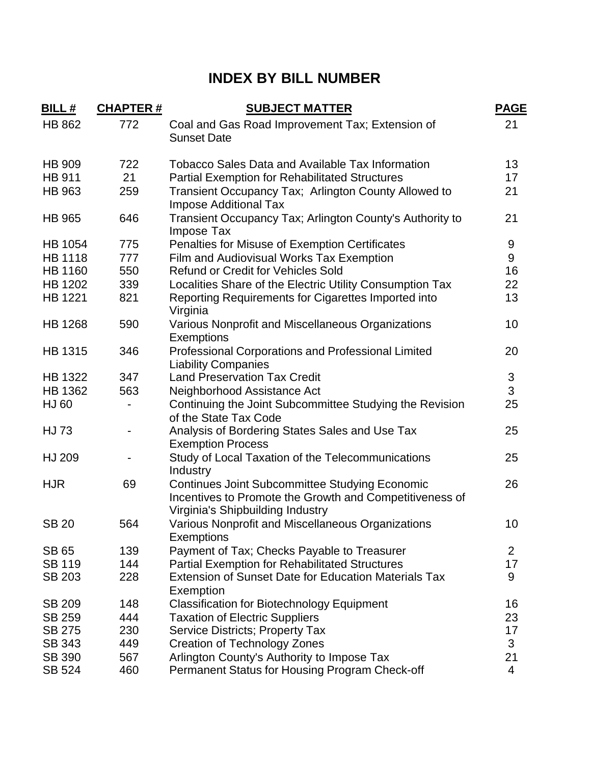# INDEX BY BILL NUMBER

| BILL # | CHAPTER # | SUBJECT MATTER | PAGE |
|---|---|---|---|
| HB 862 | 772 | Coal and Gas Road Improvement Tax; Extension of Sunset Date | 21 |
| HB 909 | 722 | Tobacco Sales Data and Available Tax Information | 13 |
| HB 911 | 21 | Partial Exemption for Rehabilitated Structures | 17 |
| HB 963 | 259 | Transient Occupancy Tax; Arlington County Allowed to Impose Additional Tax | 21 |
| HB 965 | 646 | Transient Occupancy Tax; Arlington County's Authority to Impose Tax | 21 |
| HB 1054 | 775 | Penalties for Misuse of Exemption Certificates | 9 |
| HB 1118 | 777 | Film and Audiovisual Works Tax Exemption | 9 |
| HB 1160 | 550 | Refund or Credit for Vehicles Sold | 16 |
| HB 1202 | 339 | Localities Share of the Electric Utility Consumption Tax | 22 |
| HB 1221 | 821 | Reporting Requirements for Cigarettes Imported into Virginia | 13 |
| HB 1268 | 590 | Various Nonprofit and Miscellaneous Organizations Exemptions | 10 |
| HB 1315 | 346 | Professional Corporations and Professional Limited Liability Companies | 20 |
| HB 1322 | 347 | Land Preservation Tax Credit | 3 |
| HB 1362 | 563 | Neighborhood Assistance Act | 3 |
| HJ 60 | - | Continuing the Joint Subcommittee Studying the Revision of the State Tax Code | 25 |
| HJ 73 | - | Analysis of Bordering States Sales and Use Tax Exemption Process | 25 |
| HJ 209 | - | Study of Local Taxation of the Telecommunications Industry | 25 |
| HJR | 69 | Continues Joint Subcommittee Studying Economic Incentives to Promote the Growth and Competitiveness of Virginia's Shipbuilding Industry | 26 |
| SB 20 | 564 | Various Nonprofit and Miscellaneous Organizations Exemptions | 10 |
| SB 65 | 139 | Payment of Tax; Checks Payable to Treasurer | 2 |
| SB 119 | 144 | Partial Exemption for Rehabilitated Structures | 17 |
| SB 203 | 228 | Extension of Sunset Date for Education Materials Tax Exemption | 9 |
| SB 209 | 148 | Classification for Biotechnology Equipment | 16 |
| SB 259 | 444 | Taxation of Electric Suppliers | 23 |
| SB 275 | 230 | Service Districts; Property Tax | 17 |
| SB 343 | 449 | Creation of Technology Zones | 3 |
| SB 390 | 567 | Arlington County's Authority to Impose Tax | 21 |
| SB 524 | 460 | Permanent Status for Housing Program Check-off | 4 |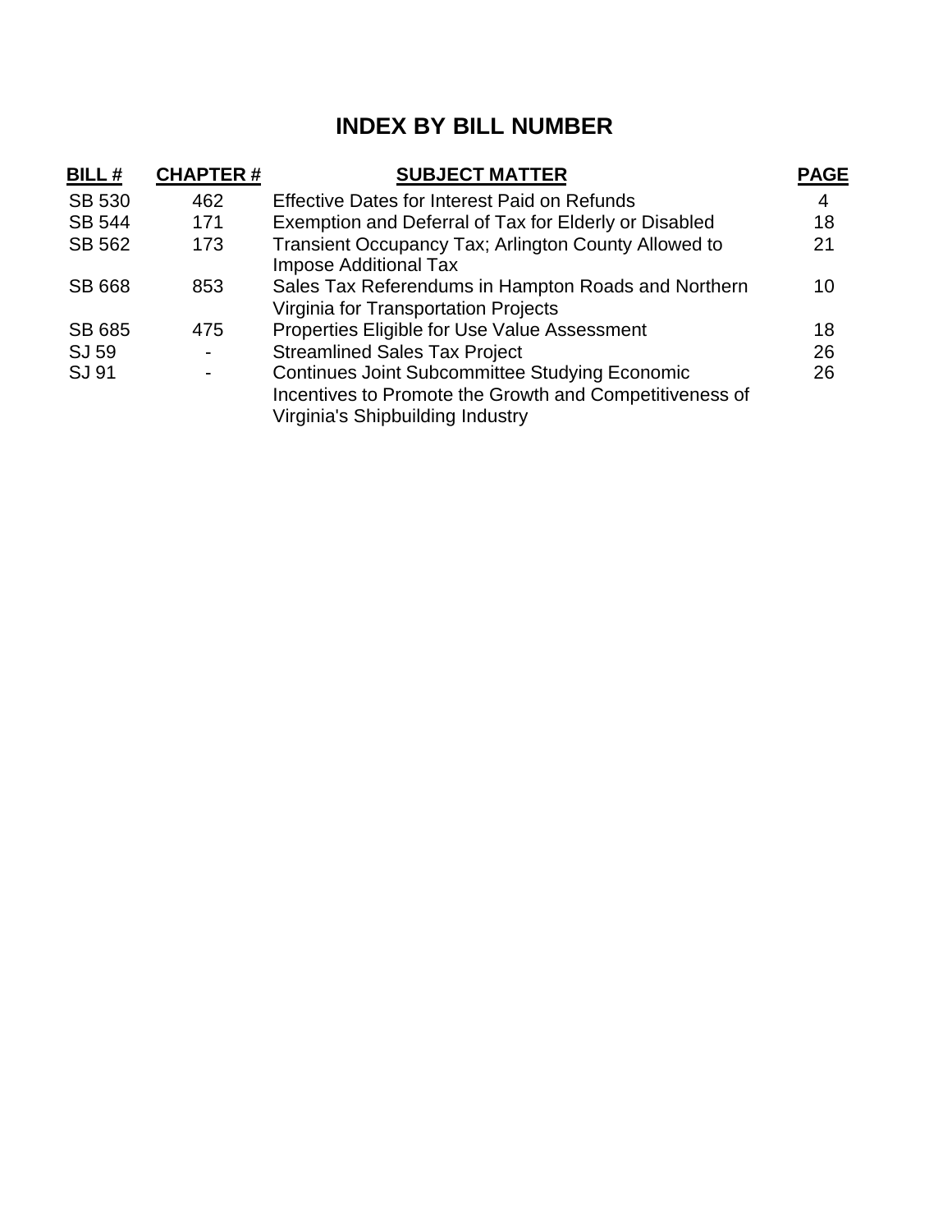# INDEX BY BILL NUMBER

| BILL # | CHAPTER # | SUBJECT MATTER | PAGE |
|---|---|---|---|
| SB 530 | 462 | Effective Dates for Interest Paid on Refunds | 4 |
| SB 544 | 171 | Exemption and Deferral of Tax for Elderly or Disabled | 18 |
| SB 562 | 173 | Transient Occupancy Tax; Arlington County Allowed to Impose Additional Tax | 21 |
| SB 668 | 853 | Sales Tax Referendums in Hampton Roads and Northern Virginia for Transportation Projects | 10 |
| SB 685 | 475 | Properties Eligible for Use Value Assessment | 18 |
| SJ 59 | - | Streamlined Sales Tax Project | 26 |
| SJ 91 | - | Continues Joint Subcommittee Studying Economic Incentives to Promote the Growth and Competitiveness of Virginia's Shipbuilding Industry | 26 |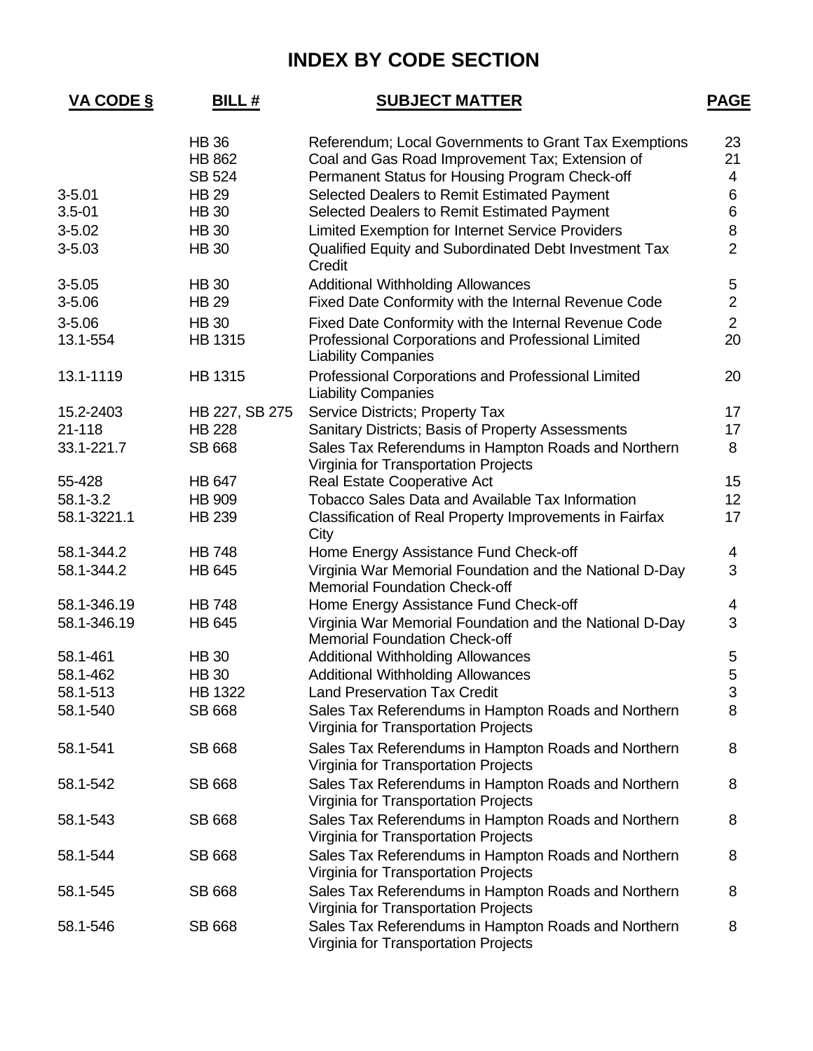# INDEX BY CODE SECTION

| VA CODE § | BILL # | SUBJECT MATTER | PAGE |
|---|---|---|---|
| | HB 36 | Referendum; Local Governments to Grant Tax Exemptions | 23 |
| | HB 862 | Coal and Gas Road Improvement Tax; Extension of | 21 |
| | SB 524 | Permanent Status for Housing Program Check-off | 4 |
| 3-5.01 | HB 29 | Selected Dealers to Remit Estimated Payment | 6 |
| 3.5-01 | HB 30 | Selected Dealers to Remit Estimated Payment | 6 |
| 3-5.02 | HB 30 | Limited Exemption for Internet Service Providers | 8 |
| 3-5.03 | HB 30 | Qualified Equity and Subordinated Debt Investment Tax Credit | 2 |
| 3-5.05 | HB 30 | Additional Withholding Allowances | 5 |
| 3-5.06 | HB 29 | Fixed Date Conformity with the Internal Revenue Code | 2 |
| 3-5.06 | HB 30 | Fixed Date Conformity with the Internal Revenue Code | 2 |
| 13.1-554 | HB 1315 | Professional Corporations and Professional Limited Liability Companies | 20 |
| 13.1-1119 | HB 1315 | Professional Corporations and Professional Limited Liability Companies | 20 |
| 15.2-2403 | HB 227, SB 275 | Service Districts; Property Tax | 17 |
| 21-118 | HB 228 | Sanitary Districts; Basis of Property Assessments | 17 |
| 33.1-221.7 | SB 668 | Sales Tax Referendums in Hampton Roads and Northern Virginia for Transportation Projects | 8 |
| 55-428 | HB 647 | Real Estate Cooperative Act | 15 |
| 58.1-3.2 | HB 909 | Tobacco Sales Data and Available Tax Information | 12 |
| 58.1-3221.1 | HB 239 | Classification of Real Property Improvements in Fairfax City | 17 |
| 58.1-344.2 | HB 748 | Home Energy Assistance Fund Check-off | 4 |
| 58.1-344.2 | HB 645 | Virginia War Memorial Foundation and the National D-Day Memorial Foundation Check-off | 3 |
| 58.1-346.19 | HB 748 | Home Energy Assistance Fund Check-off | 4 |
| 58.1-346.19 | HB 645 | Virginia War Memorial Foundation and the National D-Day Memorial Foundation Check-off | 3 |
| 58.1-461 | HB 30 | Additional Withholding Allowances | 5 |
| 58.1-462 | HB 30 | Additional Withholding Allowances | 5 |
| 58.1-513 | HB 1322 | Land Preservation Tax Credit | 3 |
| 58.1-540 | SB 668 | Sales Tax Referendums in Hampton Roads and Northern Virginia for Transportation Projects | 8 |
| 58.1-541 | SB 668 | Sales Tax Referendums in Hampton Roads and Northern Virginia for Transportation Projects | 8 |
| 58.1-542 | SB 668 | Sales Tax Referendums in Hampton Roads and Northern Virginia for Transportation Projects | 8 |
| 58.1-543 | SB 668 | Sales Tax Referendums in Hampton Roads and Northern Virginia for Transportation Projects | 8 |
| 58.1-544 | SB 668 | Sales Tax Referendums in Hampton Roads and Northern Virginia for Transportation Projects | 8 |
| 58.1-545 | SB 668 | Sales Tax Referendums in Hampton Roads and Northern Virginia for Transportation Projects | 8 |
| 58.1-546 | SB 668 | Sales Tax Referendums in Hampton Roads and Northern Virginia for Transportation Projects | 8 |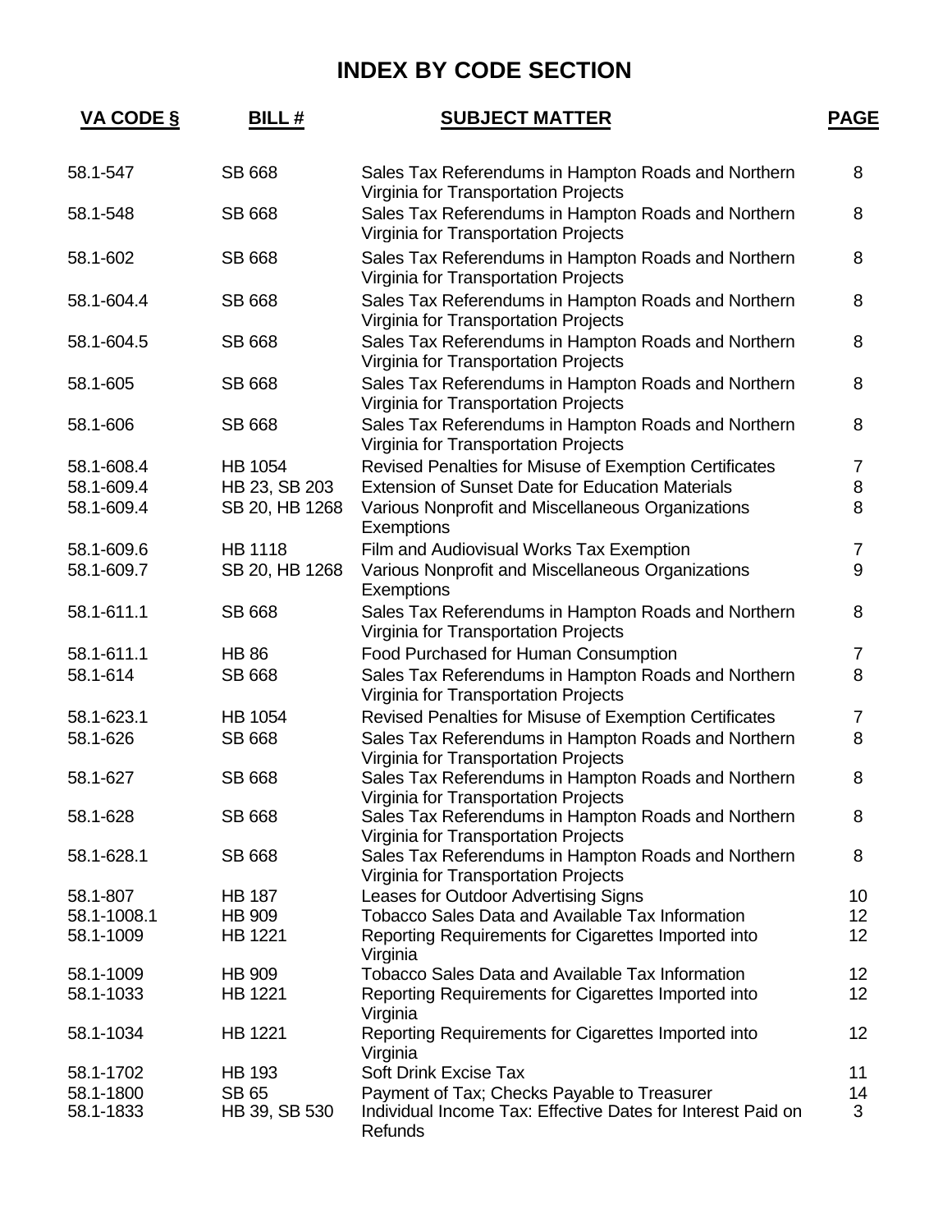# INDEX BY CODE SECTION

| VA CODE § | BILL # | SUBJECT MATTER | PAGE |
|---|---|---|---|
| 58.1-547 | SB 668 | Sales Tax Referendums in Hampton Roads and Northern Virginia for Transportation Projects | 8 |
| 58.1-548 | SB 668 | Sales Tax Referendums in Hampton Roads and Northern Virginia for Transportation Projects | 8 |
| 58.1-602 | SB 668 | Sales Tax Referendums in Hampton Roads and Northern Virginia for Transportation Projects | 8 |
| 58.1-604.4 | SB 668 | Sales Tax Referendums in Hampton Roads and Northern Virginia for Transportation Projects | 8 |
| 58.1-604.5 | SB 668 | Sales Tax Referendums in Hampton Roads and Northern Virginia for Transportation Projects | 8 |
| 58.1-605 | SB 668 | Sales Tax Referendums in Hampton Roads and Northern Virginia for Transportation Projects | 8 |
| 58.1-606 | SB 668 | Sales Tax Referendums in Hampton Roads and Northern Virginia for Transportation Projects | 8 |
| 58.1-608.4 | HB 1054 | Revised Penalties for Misuse of Exemption Certificates | 7 |
| 58.1-609.4 | HB 23, SB 203 | Extension of Sunset Date for Education Materials | 8 |
| 58.1-609.4 | SB 20, HB 1268 | Various Nonprofit and Miscellaneous Organizations Exemptions | 8 |
| 58.1-609.6 | HB 1118 | Film and Audiovisual Works Tax Exemption | 7 |
| 58.1-609.7 | SB 20, HB 1268 | Various Nonprofit and Miscellaneous Organizations Exemptions | 9 |
| 58.1-611.1 | SB 668 | Sales Tax Referendums in Hampton Roads and Northern Virginia for Transportation Projects | 8 |
| 58.1-611.1 | HB 86 | Food Purchased for Human Consumption | 7 |
| 58.1-614 | SB 668 | Sales Tax Referendums in Hampton Roads and Northern Virginia for Transportation Projects | 8 |
| 58.1-623.1 | HB 1054 | Revised Penalties for Misuse of Exemption Certificates | 7 |
| 58.1-626 | SB 668 | Sales Tax Referendums in Hampton Roads and Northern Virginia for Transportation Projects | 8 |
| 58.1-627 | SB 668 | Sales Tax Referendums in Hampton Roads and Northern Virginia for Transportation Projects | 8 |
| 58.1-628 | SB 668 | Sales Tax Referendums in Hampton Roads and Northern Virginia for Transportation Projects | 8 |
| 58.1-628.1 | SB 668 | Sales Tax Referendums in Hampton Roads and Northern Virginia for Transportation Projects | 8 |
| 58.1-807 | HB 187 | Leases for Outdoor Advertising Signs | 10 |
| 58.1-1008.1 | HB 909 | Tobacco Sales Data and Available Tax Information | 12 |
| 58.1-1009 | HB 1221 | Reporting Requirements for Cigarettes Imported into Virginia | 12 |
| 58.1-1009 | HB 909 | Tobacco Sales Data and Available Tax Information | 12 |
| 58.1-1033 | HB 1221 | Reporting Requirements for Cigarettes Imported into Virginia | 12 |
| 58.1-1034 | HB 1221 | Reporting Requirements for Cigarettes Imported into Virginia | 12 |
| 58.1-1702 | HB 193 | Soft Drink Excise Tax | 11 |
| 58.1-1800 | SB 65 | Payment of Tax; Checks Payable to Treasurer | 14 |
| 58.1-1833 | HB 39, SB 530 | Individual Income Tax: Effective Dates for Interest Paid on Refunds | 3 |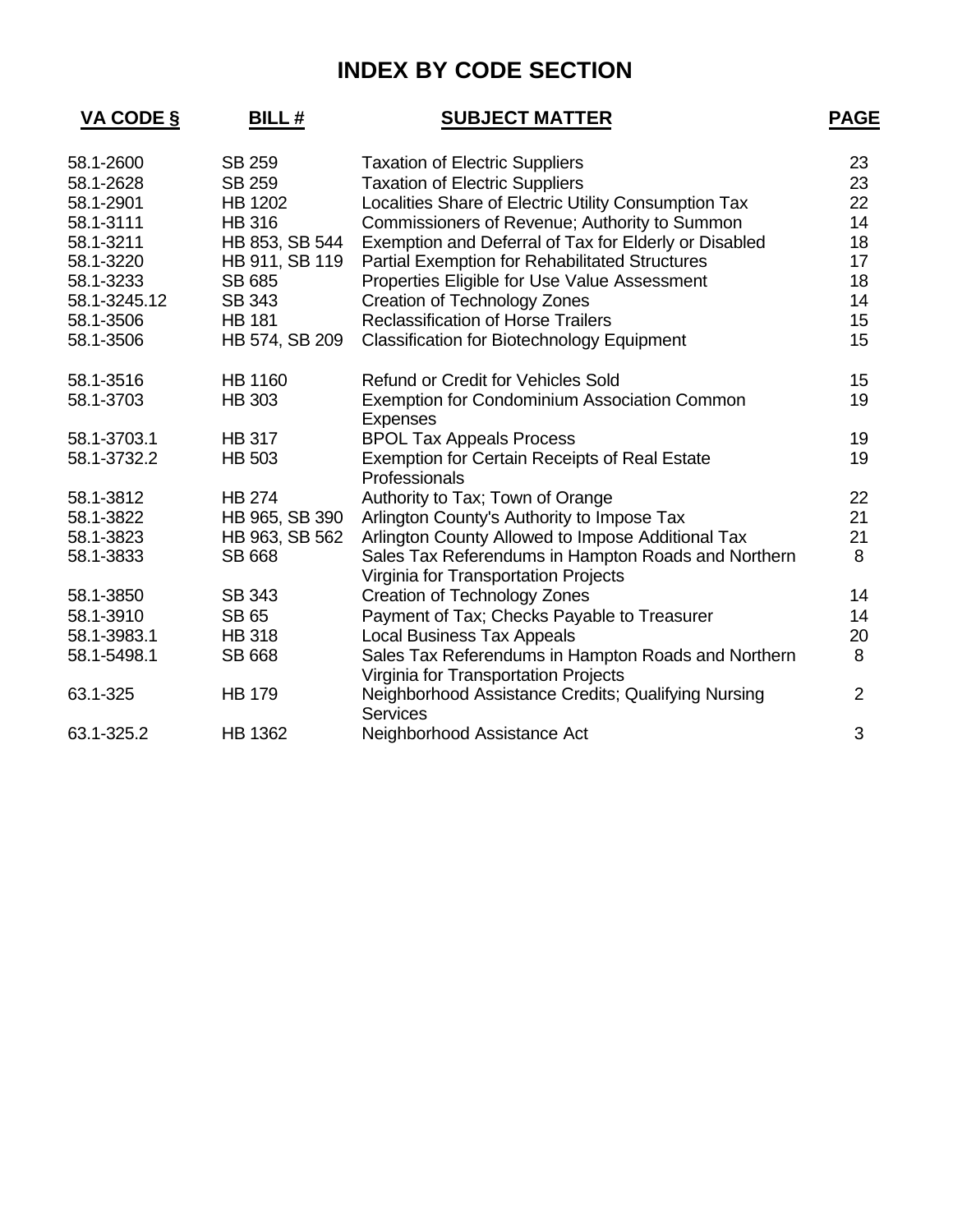# INDEX BY CODE SECTION

| VA CODE § | BILL # | SUBJECT MATTER | PAGE |
|---|---|---|---|
| 58.1-2600 | SB 259 | Taxation of Electric Suppliers | 23 |
| 58.1-2628 | SB 259 | Taxation of Electric Suppliers | 23 |
| 58.1-2901 | HB 1202 | Localities Share of Electric Utility Consumption Tax | 22 |
| 58.1-3111 | HB 316 | Commissioners of Revenue; Authority to Summon | 14 |
| 58.1-3211 | HB 853, SB 544 | Exemption and Deferral of Tax for Elderly or Disabled | 18 |
| 58.1-3220 | HB 911, SB 119 | Partial Exemption for Rehabilitated Structures | 17 |
| 58.1-3233 | SB 685 | Properties Eligible for Use Value Assessment | 18 |
| 58.1-3245.12 | SB 343 | Creation of Technology Zones | 14 |
| 58.1-3506 | HB 181 | Reclassification of Horse Trailers | 15 |
| 58.1-3506 | HB 574, SB 209 | Classification for Biotechnology Equipment | 15 |
| 58.1-3516 | HB 1160 | Refund or Credit for Vehicles Sold | 15 |
| 58.1-3703 | HB 303 | Exemption for Condominium Association Common Expenses | 19 |
| 58.1-3703.1 | HB 317 | BPOL Tax Appeals Process | 19 |
| 58.1-3732.2 | HB 503 | Exemption for Certain Receipts of Real Estate Professionals | 19 |
| 58.1-3812 | HB 274 | Authority to Tax; Town of Orange | 22 |
| 58.1-3822 | HB 965, SB 390 | Arlington County's Authority to Impose Tax | 21 |
| 58.1-3823 | HB 963, SB 562 | Arlington County Allowed to Impose Additional Tax | 21 |
| 58.1-3833 | SB 668 | Sales Tax Referendums in Hampton Roads and Northern Virginia for Transportation Projects | 8 |
| 58.1-3850 | SB 343 | Creation of Technology Zones | 14 |
| 58.1-3910 | SB 65 | Payment of Tax; Checks Payable to Treasurer | 14 |
| 58.1-3983.1 | HB 318 | Local Business Tax Appeals | 20 |
| 58.1-5498.1 | SB 668 | Sales Tax Referendums in Hampton Roads and Northern Virginia for Transportation Projects | 8 |
| 63.1-325 | HB 179 | Neighborhood Assistance Credits; Qualifying Nursing Services | 2 |
| 63.1-325.2 | HB 1362 | Neighborhood Assistance Act | 3 |